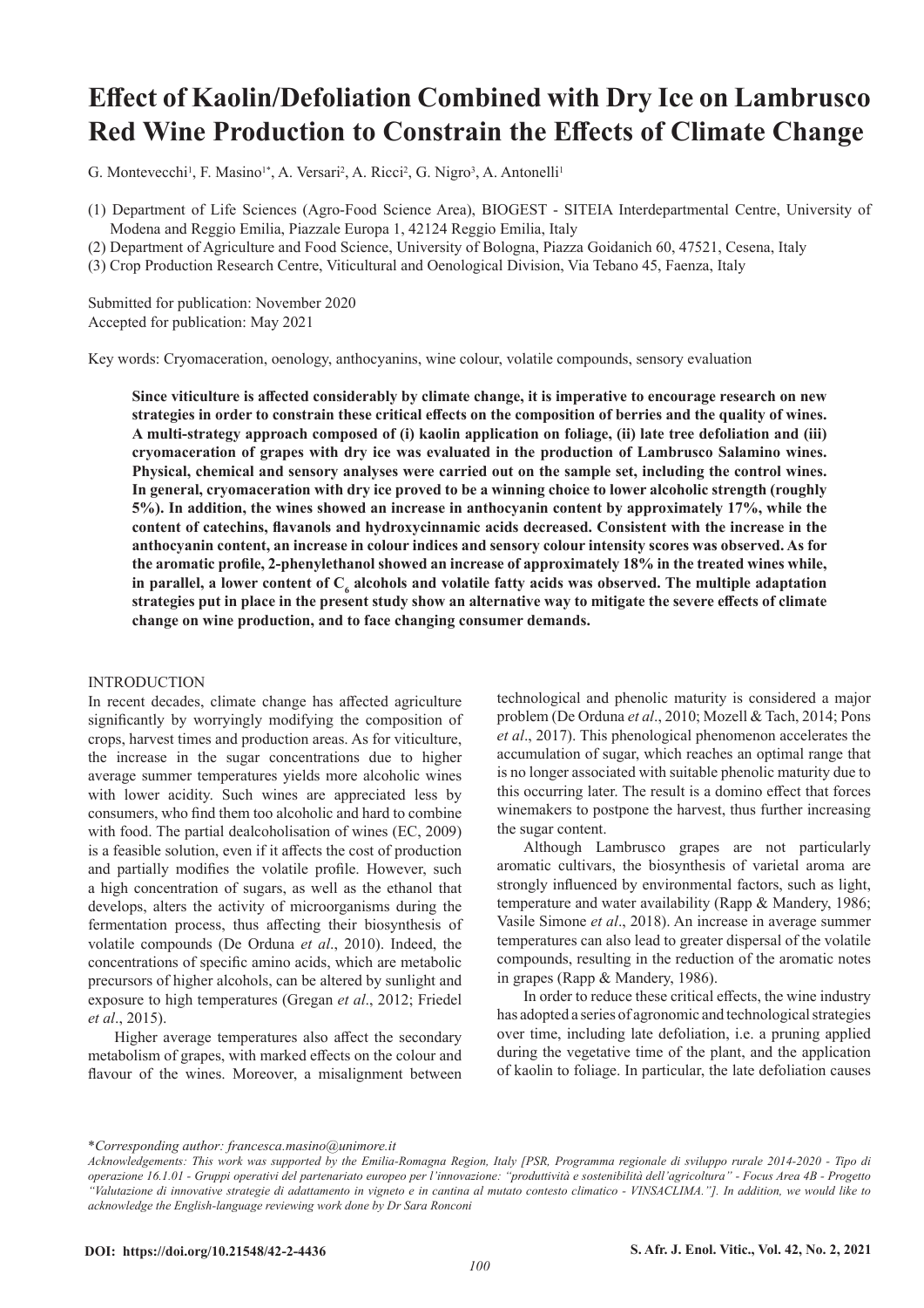# Effect of Kaolin/Defoliation Combined with Dry Ice on Lambrusco Red Wine Production to Constrain the Effects of Climate Change

G. Montevecchi[1], F. Masino[1*], A. Versari[2], A. Ricci[2], G. Nigro[3], A. Antonelli[1]

(1) Department of Life Sciences (Agro-Food Science Area), BIOGEST - SITEIA Interdepartmental Centre, University of Modena and Reggio Emilia, Piazzale Europa 1, 42124 Reggio Emilia, Italy

(2) Department of Agriculture and Food Science, University of Bologna, Piazza Goidanich 60, 47521, Cesena, Italy

(3) Crop Production Research Centre, Viticultural and Oenological Division, Via Tebano 45, Faenza, Italy

Submitted for publication: November 2020
Accepted for publication: May 2021

Key words: Cryomaceration, oenology, anthocyanins, wine colour, volatile compounds, sensory evaluation

**Since viticulture is affected considerably by climate change, it is imperative to encourage research on new strategies in order to constrain these critical effects on the composition of berries and the quality of wines. A multi-strategy approach composed of (i) kaolin application on foliage, (ii) late tree defoliation and (iii) cryomaceration of grapes with dry ice was evaluated in the production of Lambrusco Salamino wines. Physical, chemical and sensory analyses were carried out on the sample set, including the control wines. In general, cryomaceration with dry ice proved to be a winning choice to lower alcoholic strength (roughly 5%). In addition, the wines showed an increase in anthocyanin content by approximately 17%, while the content of catechins, flavanols and hydroxycinnamic acids decreased. Consistent with the increase in the anthocyanin content, an increase in colour indices and sensory colour intensity scores was observed. As for the aromatic profile, 2-phenylethanol showed an increase of approximately 18% in the treated wines while, in parallel, a lower content of $C_6$ alcohols and volatile fatty acids was observed. The multiple adaptation strategies put in place in the present study show an alternative way to mitigate the severe effects of climate change on wine production, and to face changing consumer demands.**

## INTRODUCTION

In recent decades, climate change has affected agriculture significantly by worryingly modifying the composition of crops, harvest times and production areas. As for viticulture, the increase in the sugar concentrations due to higher average summer temperatures yields more alcoholic wines with lower acidity. Such wines are appreciated less by consumers, who find them too alcoholic and hard to combine with food. The partial dealcoholisation of wines (EC, 2009) is a feasible solution, even if it affects the cost of production and partially modifies the volatile profile. However, such a high concentration of sugars, as well as the ethanol that develops, alters the activity of microorganisms during the fermentation process, thus affecting their biosynthesis of volatile compounds (De Orduna *et al*., 2010). Indeed, the concentrations of specific amino acids, which are metabolic precursors of higher alcohols, can be altered by sunlight and exposure to high temperatures (Gregan *et al*., 2012; Friedel *et al*., 2015).

Higher average temperatures also affect the secondary metabolism of grapes, with marked effects on the colour and flavour of the wines. Moreover, a misalignment between technological and phenolic maturity is considered a major problem (De Orduna *et al*., 2010; Mozell & Tach, 2014; Pons *et al*., 2017). This phenological phenomenon accelerates the accumulation of sugar, which reaches an optimal range that is no longer associated with suitable phenolic maturity due to this occurring later. The result is a domino effect that forces winemakers to postpone the harvest, thus further increasing the sugar content.

Although Lambrusco grapes are not particularly aromatic cultivars, the biosynthesis of varietal aroma are strongly influenced by environmental factors, such as light, temperature and water availability (Rapp & Mandery, 1986; Vasile Simone *et al*., 2018). An increase in average summer temperatures can also lead to greater dispersal of the volatile compounds, resulting in the reduction of the aromatic notes in grapes (Rapp & Mandery, 1986).

In order to reduce these critical effects, the wine industry has adopted a series of agronomic and technological strategies over time, including late defoliation, i.e. a pruning applied during the vegetative time of the plant, and the application of kaolin to foliage. In particular, the late defoliation causes

*\*Corresponding author: francesca.masino@unimore.it*

*Acknowledgements: This work was supported by the Emilia-Romagna Region, Italy [PSR, Programma regionale di sviluppo rurale 2014-2020 - Tipo di operazione 16.1.01 - Gruppi operativi del partenariato europeo per l'innovazione: "produttività e sostenibilità dell'agricoltura" - Focus Area 4B - Progetto "Valutazione di innovative strategie di adattamento in vigneto e in cantina al mutato contesto climatico - VINSACLIMA."]. In addition, we would like to acknowledge the English-language reviewing work done by Dr Sara Ronconi*

**DOI: https://doi.org/10.21548/42-2-4436**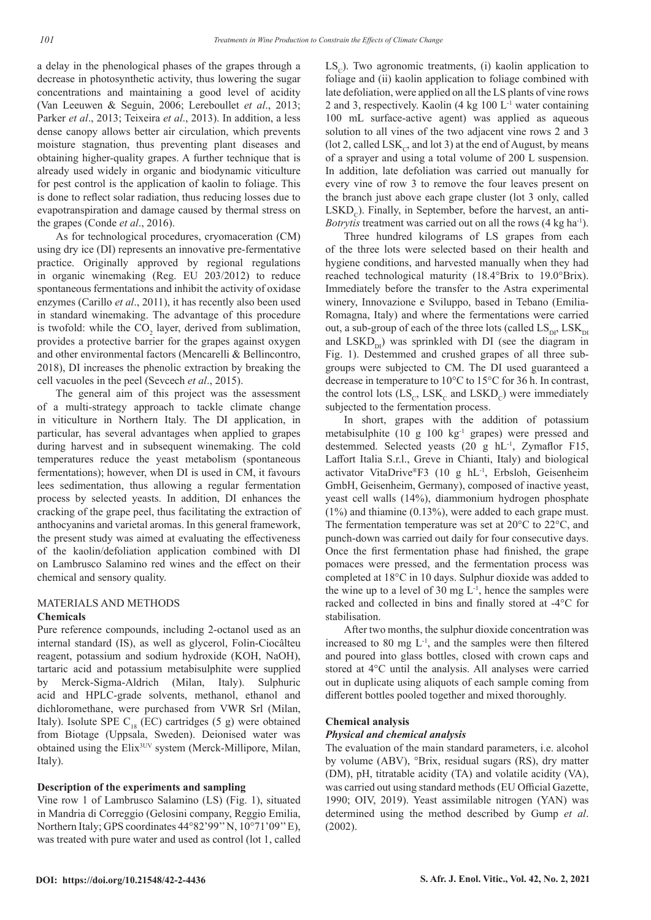a delay in the phenological phases of the grapes through a decrease in photosynthetic activity, thus lowering the sugar concentrations and maintaining a good level of acidity (Van Leeuwen & Seguin, 2006; Lereboullet *et al*., 2013; Parker *et al*., 2013; Teixeira *et al*., 2013). In addition, a less dense canopy allows better air circulation, which prevents moisture stagnation, thus preventing plant diseases and obtaining higher-quality grapes. A further technique that is already used widely in organic and biodynamic viticulture for pest control is the application of kaolin to foliage. This is done to reflect solar radiation, thus reducing losses due to evapotranspiration and damage caused by thermal stress on the grapes (Conde *et al*., 2016).

As for technological procedures, cryomaceration (CM) using dry ice (DI) represents an innovative pre-fermentative practice. Originally approved by regional regulations in organic winemaking (Reg. EU 203/2012) to reduce spontaneous fermentations and inhibit the activity of oxidase enzymes (Carillo *et al*., 2011), it has recently also been used in standard winemaking. The advantage of this procedure is twofold: while the $CO_2$ layer, derived from sublimation, provides a protective barrier for the grapes against oxygen and other environmental factors (Mencarelli & Bellincontro, 2018), DI increases the phenolic extraction by breaking the cell vacuoles in the peel (Sevcech *et al*., 2015).

The general aim of this project was the assessment of a multi-strategy approach to tackle climate change in viticulture in Northern Italy. The DI application, in particular, has several advantages when applied to grapes during harvest and in subsequent winemaking. The cold temperatures reduce the yeast metabolism (spontaneous fermentations); however, when DI is used in CM, it favours lees sedimentation, thus allowing a regular fermentation process by selected yeasts. In addition, DI enhances the cracking of the grape peel, thus facilitating the extraction of anthocyanins and varietal aromas. In this general framework, the present study was aimed at evaluating the effectiveness of the kaolin/defoliation application combined with DI on Lambrusco Salamino red wines and the effect on their chemical and sensory quality.

## MATERIALS AND METHODS

### Chemicals

Pure reference compounds, including 2-octanol used as an internal standard (IS), as well as glycerol, Folin-Ciocâlteu reagent, potassium and sodium hydroxide (KOH, NaOH), tartaric acid and potassium metabisulphite were supplied by Merck-Sigma-Aldrich (Milan, Italy). Sulphuric acid and HPLC-grade solvents, methanol, ethanol and dichloromethane, were purchased from VWR Srl (Milan, Italy). Isolute SPE $C_{18}$ (EC) cartridges (5 g) were obtained from Biotage (Uppsala, Sweden). Deionised water was obtained using the Elix$^{3UV}$ system (Merck-Millipore, Milan, Italy).

### Description of the experiments and sampling

Vine row 1 of Lambrusco Salamino (LS) (Fig. 1), situated in Mandria di Correggio (Gelosini company, Reggio Emilia, Northern Italy; GPS coordinates 44°82'99'' N, 10°71'09'' E), was treated with pure water and used as control (lot 1, called $LS_C$). Two agronomic treatments, (i) kaolin application to foliage and (ii) kaolin application to foliage combined with late defoliation, were applied on all the LS plants of vine rows 2 and 3, respectively. Kaolin (4 kg 100 $L^{-1}$ water containing 100 mL surface-active agent) was applied as aqueous solution to all vines of the two adjacent vine rows 2 and 3 (lot 2, called $LSK_C$, and lot 3) at the end of August, by means of a sprayer and using a total volume of 200 L suspension. In addition, late defoliation was carried out manually for every vine of row 3 to remove the four leaves present on the branch just above each grape cluster (lot 3 only, called $LSKD_C$). Finally, in September, before the harvest, an anti-*Botrytis* treatment was carried out on all the rows (4 kg $ha^{-1}$).

Three hundred kilograms of LS grapes from each of the three lots were selected based on their health and hygiene conditions, and harvested manually when they had reached technological maturity (18.4°Brix to 19.0°Brix). Immediately before the transfer to the Astra experimental winery, Innovazione e Sviluppo, based in Tebano (Emilia-Romagna, Italy) and where the fermentations were carried out, a sub-group of each of the three lots (called $LS_{DI}$, $LSK_{DI}$ and $LSKD_{DI}$) was sprinkled with DI (see the diagram in Fig. 1). Destemmed and crushed grapes of all three sub-groups were subjected to CM. The DI used guaranteed a decrease in temperature to 10°C to 15°C for 36 h. In contrast, the control lots ($LS_C$, $LSK_C$ and $LSKD_C$) were immediately subjected to the fermentation process.

In short, grapes with the addition of potassium metabisulphite (10 g 100 $kg^{-1}$ grapes) were pressed and destemmed. Selected yeasts (20 g $hL^{-1}$, Zymaflor F15, Laffort Italia S.r.l., Greve in Chianti, Italy) and biological activator VitaDrive®F3 (10 g $hL^{-1}$, Erbsloh, Geisenheim GmbH, Geisenheim, Germany), composed of inactive yeast, yeast cell walls (14%), diammonium hydrogen phosphate (1%) and thiamine (0.13%), were added to each grape must. The fermentation temperature was set at 20°C to 22°C, and punch-down was carried out daily for four consecutive days. Once the first fermentation phase had finished, the grape pomaces were pressed, and the fermentation process was completed at 18°C in 10 days. Sulphur dioxide was added to the wine up to a level of 30 mg $L^{-1}$, hence the samples were racked and collected in bins and finally stored at -4°C for stabilisation.

After two months, the sulphur dioxide concentration was increased to 80 mg $L^{-1}$, and the samples were then filtered and poured into glass bottles, closed with crown caps and stored at 4°C until the analysis. All analyses were carried out in duplicate using aliquots of each sample coming from different bottles pooled together and mixed thoroughly.

### Chemical analysis

#### *Physical and chemical analysis*

The evaluation of the main standard parameters, i.e. alcohol by volume (ABV), °Brix, residual sugars (RS), dry matter (DM), pH, titratable acidity (TA) and volatile acidity (VA), was carried out using standard methods (EU Official Gazette, 1990; OIV, 2019). Yeast assimilable nitrogen (YAN) was determined using the method described by Gump *et al*. (2002).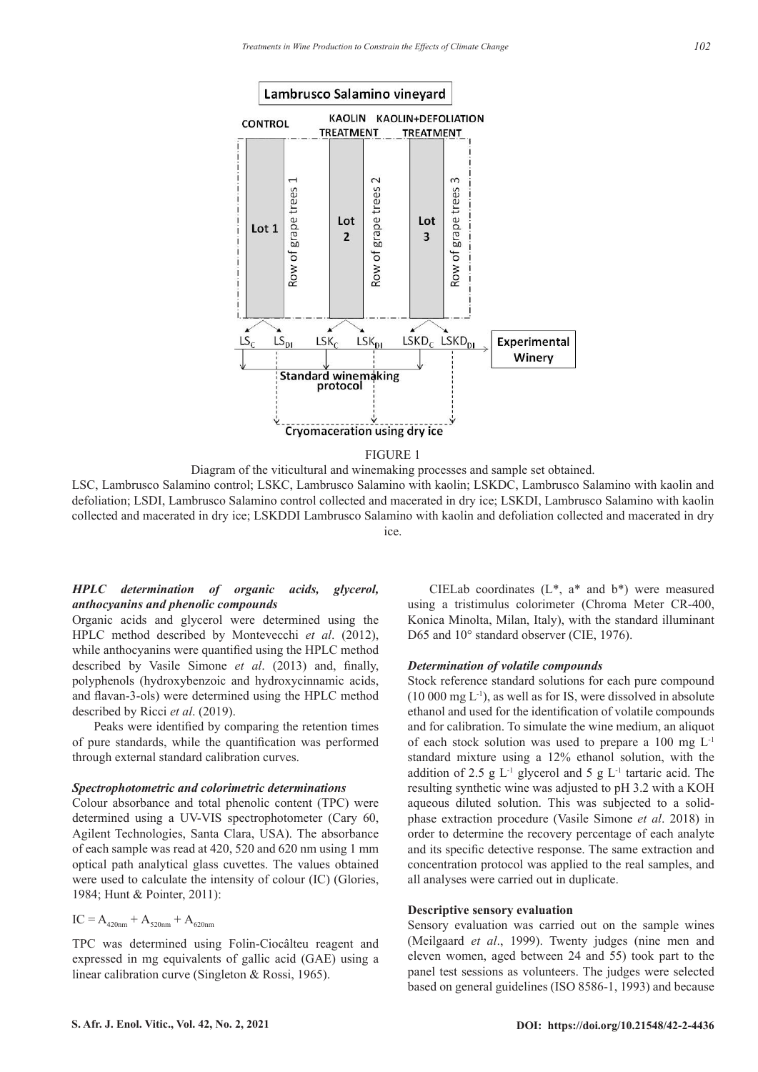FIGURE 1

Diagram of the viticultural and winemaking processes and sample set obtained.

LSC, Lambrusco Salamino control; LSKC, Lambrusco Salamino with kaolin; LSKDC, Lambrusco Salamino with kaolin and defoliation; LSDI, Lambrusco Salamino control collected and macerated in dry ice; LSKDI, Lambrusco Salamino with kaolin collected and macerated in dry ice; LSKDDI Lambrusco Salamino with kaolin and defoliation collected and macerated in dry ice.

***HPLC determination of organic acids, glycerol, anthocyanins and phenolic compounds***

Organic acids and glycerol were determined using the HPLC method described by Montevecchi *et al*. (2012), while anthocyanins were quantified using the HPLC method described by Vasile Simone *et al*. (2013) and, finally, polyphenols (hydroxybenzoic and hydroxycinnamic acids, and flavan-3-ols) were determined using the HPLC method described by Ricci *et al*. (2019).

Peaks were identified by comparing the retention times of pure standards, while the quantification was performed through external standard calibration curves.

***Spectrophotometric and colorimetric determinations***

Colour absorbance and total phenolic content (TPC) were determined using a UV-VIS spectrophotometer (Cary 60, Agilent Technologies, Santa Clara, USA). The absorbance of each sample was read at 420, 520 and 620 nm using 1 mm optical path analytical glass cuvettes. The values obtained were used to calculate the intensity of colour (IC) (Glories, 1984; Hunt & Pointer, 2011):

$$IC = A_{420nm} + A_{520nm} + A_{620nm}$$

TPC was determined using Folin-Ciocâlteu reagent and expressed in mg equivalents of gallic acid (GAE) using a linear calibration curve (Singleton & Rossi, 1965).

CIELab coordinates (L*, a* and b*) were measured using a tristimulus colorimeter (Chroma Meter CR-400, Konica Minolta, Milan, Italy), with the standard illuminant D65 and 10° standard observer (CIE, 1976).

***Determination of volatile compounds***

Stock reference standard solutions for each pure compound (10 000 mg $L^{-1}$), as well as for IS, were dissolved in absolute ethanol and used for the identification of volatile compounds and for calibration. To simulate the wine medium, an aliquot of each stock solution was used to prepare a 100 mg $L^{-1}$ standard mixture using a 12% ethanol solution, with the addition of 2.5 g $L^{-1}$ glycerol and 5 g $L^{-1}$ tartaric acid. The resulting synthetic wine was adjusted to pH 3.2 with a KOH aqueous diluted solution. This was subjected to a solid-phase extraction procedure (Vasile Simone *et al*. 2018) in order to determine the recovery percentage of each analyte and its specific detective response. The same extraction and concentration protocol was applied to the real samples, and all analyses were carried out in duplicate.

**Descriptive sensory evaluation**

Sensory evaluation was carried out on the sample wines (Meilgaard *et al*., 1999). Twenty judges (nine men and eleven women, aged between 24 and 55) took part to the panel test sessions as volunteers. The judges were selected based on general guidelines (ISO 8586-1, 1993) and because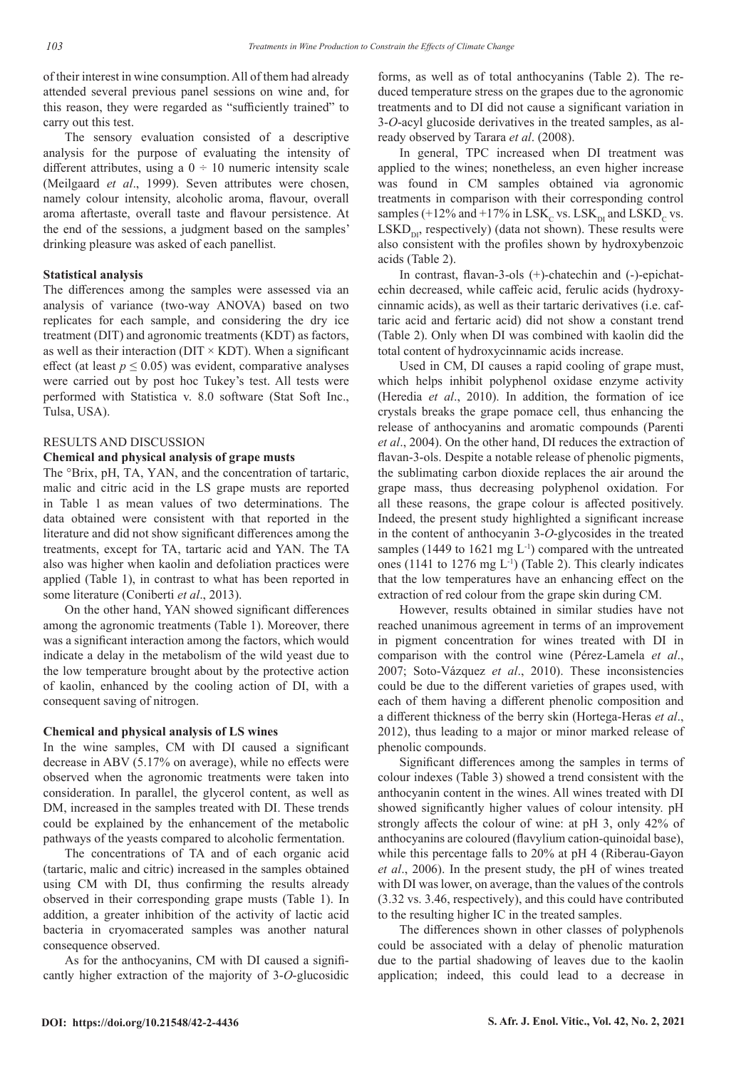of their interest in wine consumption. All of them had already attended several previous panel sessions on wine and, for this reason, they were regarded as "sufficiently trained" to carry out this test.

The sensory evaluation consisted of a descriptive analysis for the purpose of evaluating the intensity of different attributes, using a $0 \div 10$ numeric intensity scale (Meilgaard *et al*., 1999). Seven attributes were chosen, namely colour intensity, alcoholic aroma, flavour, overall aroma aftertaste, overall taste and flavour persistence. At the end of the sessions, a judgment based on the samples' drinking pleasure was asked of each panellist.

**Statistical analysis**

The differences among the samples were assessed via an analysis of variance (two-way ANOVA) based on two replicates for each sample, and considering the dry ice treatment (DIT) and agronomic treatments (KDT) as factors, as well as their interaction (DIT × KDT). When a significant effect (at least $p \leq 0.05$) was evident, comparative analyses were carried out by post hoc Tukey's test. All tests were performed with Statistica v. 8.0 software (Stat Soft Inc., Tulsa, USA).

## RESULTS AND DISCUSSION

**Chemical and physical analysis of grape musts**

The °Brix, pH, TA, YAN, and the concentration of tartaric, malic and citric acid in the LS grape musts are reported in Table 1 as mean values of two determinations. The data obtained were consistent with that reported in the literature and did not show significant differences among the treatments, except for TA, tartaric acid and YAN. The TA also was higher when kaolin and defoliation practices were applied (Table 1), in contrast to what has been reported in some literature (Coniberti *et al*., 2013).

On the other hand, YAN showed significant differences among the agronomic treatments (Table 1). Moreover, there was a significant interaction among the factors, which would indicate a delay in the metabolism of the wild yeast due to the low temperature brought about by the protective action of kaolin, enhanced by the cooling action of DI, with a consequent saving of nitrogen.

**Chemical and physical analysis of LS wines**

In the wine samples, CM with DI caused a significant decrease in ABV (5.17% on average), while no effects were observed when the agronomic treatments were taken into consideration. In parallel, the glycerol content, as well as DM, increased in the samples treated with DI. These trends could be explained by the enhancement of the metabolic pathways of the yeasts compared to alcoholic fermentation.

The concentrations of TA and of each organic acid (tartaric, malic and citric) increased in the samples obtained using CM with DI, thus confirming the results already observed in their corresponding grape musts (Table 1). In addition, a greater inhibition of the activity of lactic acid bacteria in cryomacerated samples was another natural consequence observed.

As for the anthocyanins, CM with DI caused a significantly higher extraction of the majority of 3-*O*-glucosidic forms, as well as of total anthocyanins (Table 2). The reduced temperature stress on the grapes due to the agronomic treatments and to DI did not cause a significant variation in 3-*O*-acyl glucoside derivatives in the treated samples, as already observed by Tarara *et al*. (2008).

In general, TPC increased when DI treatment was applied to the wines; nonetheless, an even higher increase was found in CM samples obtained via agronomic treatments in comparison with their corresponding control samples (+12% and +17% in $LSK_C$ vs. $LSK_{DI}$ and $LSKD_C$ vs. $LSKD_{DI}$, respectively) (data not shown). These results were also consistent with the profiles shown by hydroxybenzoic acids (Table 2).

In contrast, flavan-3-ols (+)-chatechin and (-)-epichatechin decreased, while caffeic acid, ferulic acids (hydroxycinnamic acids), as well as their tartaric derivatives (i.e. caftaric acid and fertaric acid) did not show a constant trend (Table 2). Only when DI was combined with kaolin did the total content of hydroxycinnamic acids increase.

Used in CM, DI causes a rapid cooling of grape must, which helps inhibit polyphenol oxidase enzyme activity (Heredia *et al*., 2010). In addition, the formation of ice crystals breaks the grape pomace cell, thus enhancing the release of anthocyanins and aromatic compounds (Parenti *et al*., 2004). On the other hand, DI reduces the extraction of flavan-3-ols. Despite a notable release of phenolic pigments, the sublimating carbon dioxide replaces the air around the grape mass, thus decreasing polyphenol oxidation. For all these reasons, the grape colour is affected positively. Indeed, the present study highlighted a significant increase in the content of anthocyanin 3-*O*-glycosides in the treated samples (1449 to 1621 mg $L^{-1}$) compared with the untreated ones (1141 to 1276 mg $L^{-1}$) (Table 2). This clearly indicates that the low temperatures have an enhancing effect on the extraction of red colour from the grape skin during CM.

However, results obtained in similar studies have not reached unanimous agreement in terms of an improvement in pigment concentration for wines treated with DI in comparison with the control wine (Pérez-Lamela *et al*., 2007; Soto-Vázquez *et al*., 2010). These inconsistencies could be due to the different varieties of grapes used, with each of them having a different phenolic composition and a different thickness of the berry skin (Hortega-Heras *et al*., 2012), thus leading to a major or minor marked release of phenolic compounds.

Significant differences among the samples in terms of colour indexes (Table 3) showed a trend consistent with the anthocyanin content in the wines. All wines treated with DI showed significantly higher values of colour intensity. pH strongly affects the colour of wine: at pH 3, only 42% of anthocyanins are coloured (flavylium cation-quinoidal base), while this percentage falls to 20% at pH 4 (Riberau-Gayon *et al*., 2006). In the present study, the pH of wines treated with DI was lower, on average, than the values of the controls (3.32 vs. 3.46, respectively), and this could have contributed to the resulting higher IC in the treated samples.

The differences shown in other classes of polyphenols could be associated with a delay of phenolic maturation due to the partial shadowing of leaves due to the kaolin application; indeed, this could lead to a decrease in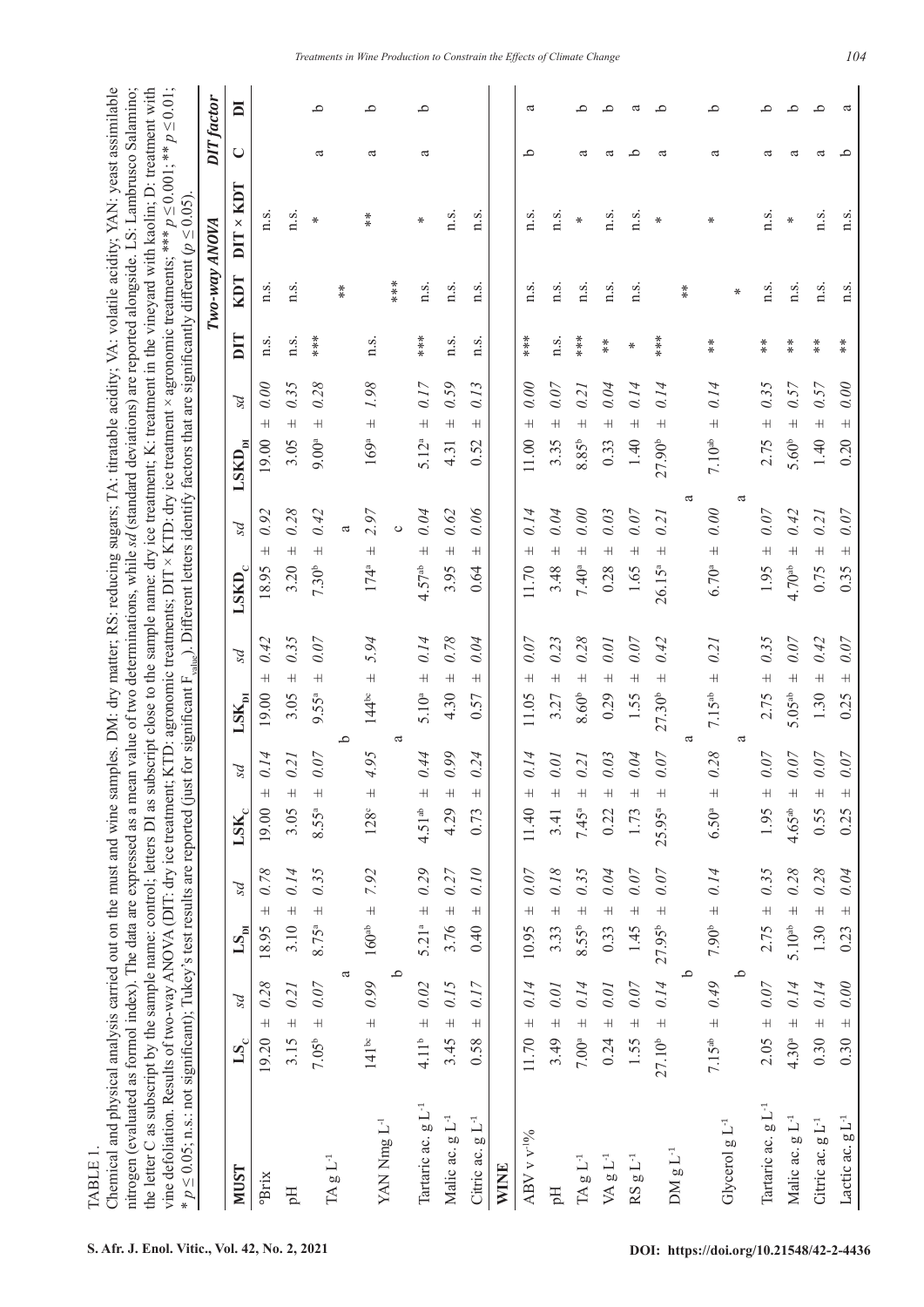TABLE 1.
Chemical and physical analysis carried out on the must and wine samples. DM: dry matter; RS: reducing sugars; TA: titratable acidity; VA: volatile acidity; YAN: yeast assimilable nitrogen (evaluated as formol index). The data are expressed as a mean value of two determinations, while *sd* (standard deviations) are reported alongside. LS: Lambrusco Salamino; the letter C as subscript by the sample name: control; letters DI as subscript close to the sample name: dry ice treatment; K: treatment in the vineyard with kaolin; D: treatment with vine defoliation. Results of two-way ANOVA (DIT: dry ice treatment; KTD: agronomic treatments; DIT × KTD: dry ice treatment × agronomic treatments; *** $p \leq 0.001$; ** $p \leq 0.01$; * $p \leq 0.05$; n.s.: not significant); Tukey's test results are reported (just for significant $F_{value}$). Different letters identify factors that are significantly different ($p \leq 0.05$).

| | | | | | | | | | | | | | *Two-way ANOVA* | | | *DIT factor* | |
|---|---|---|---|---|---|---|---|---|---|---|---|---|---|---|---|---|---|
| **MUST** | **$LS_C$** | *sd* | **$LS_{DI}$** | *sd* | **$LSK_C$** | *sd* | **$LSK_{DI}$** | *sd* | **$LSKD_C$** | *sd* | **$LSKD_{DI}$** | *sd* | **DIT** | **KDT** | **DIT × KDT** | **C** | **DI** |
| °Brix | 19.20 | ± *0.28* | 18.95 | ± *0.78* | 19.00 | ± *0.14* | 19.00 | ± *0.42* | 18.95 | ± *0.92* | 19.00 | ± *0.00* | n.s. | n.s. | n.s. | | |
| pH | 3.15 | ± *0.21* | 3.10 | ± *0.14* | 3.05 | ± *0.21* | 3.05 | ± *0.35* | 3.20 | ± *0.28* | 3.05 | ± *0.35* | n.s. | n.s. | n.s. | | |
| TA g L$^{-1}$ | $7.05^{b}$ | ± *0.07* | $8.75^{a}$ | ± *0.35* | $8.55^{a}$ | ± *0.07* | $9.55^{a}$ | ± *0.07* | $7.30^{b}$ | ± *0.42* | $9.00^{a}$ | ± *0.28* | *** | | * | a | b |
| | | a | | | | b | | | | a | | | | ** | | | |
| YAN Nmg L$^{-1}$ | $141^{bc}$ | ± *0.99* | $160^{ab}$ | ± *7.92* | $128^{c}$ | ± *4.95* | $144^{bc}$ | ± *5.94* | $174^{a}$ | ± *2.97* | $169^{a}$ | ± *1.98* | n.s. | | ** | a | b |
| | | b | | | | a | | | | c | | | | *** | | | |
| Tartaric ac. g L$^{-1}$ | $4.11^{b}$ | ± *0.02* | $5.21^{a}$ | ± *0.29* | $4.51^{ab}$ | ± *0.44* | $5.10^{a}$ | ± *0.14* | $4.57^{ab}$ | ± *0.04* | $5.12^{a}$ | ± *0.17* | *** | n.s. | * | a | b |
| Malic ac. g L$^{-1}$ | 3.45 | ± *0.15* | 3.76 | ± *0.27* | 4.29 | ± *0.99* | 4.30 | ± *0.78* | 3.95 | ± *0.62* | 4.31 | ± *0.59* | n.s. | n.s. | n.s. | | |
| Citric ac. g L$^{-1}$ | 0.58 | ± *0.17* | 0.40 | ± *0.10* | 0.73 | ± *0.24* | 0.57 | ± *0.04* | 0.64 | ± *0.06* | 0.52 | ± *0.13* | n.s. | n.s. | n.s. | | |
| **WINE** | | | | | | | | | | | | | | | | | |
| ABV v v$^{-1}$% | 11.70 | ± *0.14* | 10.95 | ± *0.07* | 11.40 | ± *0.14* | 11.05 | ± *0.07* | 11.70 | ± *0.14* | 11.00 | ± *0.00* | *** | n.s. | n.s. | b | a |
| pH | 3.49 | ± *0.01* | 3.33 | ± *0.18* | 3.41 | ± *0.01* | 3.27 | ± *0.23* | 3.48 | ± *0.04* | 3.35 | ± *0.07* | n.s. | n.s. | n.s. | | |
| TA g L$^{-1}$ | $7.00^{a}$ | ± *0.14* | $8.55^{b}$ | ± *0.35* | $7.45^{a}$ | ± *0.21* | $8.60^{b}$ | ± *0.28* | $7.40^{a}$ | ± *0.00* | $8.85^{b}$ | ± *0.21* | *** | n.s. | * | a | b |
| VA g L$^{-1}$ | 0.24 | ± *0.01* | 0.33 | ± *0.04* | 0.22 | ± *0.03* | 0.29 | ± *0.01* | 0.28 | ± *0.03* | 0.33 | ± *0.04* | ** | n.s. | n.s. | a | b |
| RS g L$^{-1}$ | 1.55 | ± *0.07* | 1.45 | ± *0.07* | 1.73 | ± *0.04* | 1.55 | ± *0.07* | 1.65 | ± *0.07* | 1.40 | ± *0.14* | * | n.s. | n.s. | b | a |
| DM g L$^{-1}$ | $27.10^{b}$ | ± *0.14* | $27.95^{b}$ | ± *0.07* | $25.95^{a}$ | ± *0.07* | $27.30^{b}$ | ± *0.42* | $26.15^{a}$ | ± *0.21* | $27.90^{b}$ | ± *0.14* | *** | | * | a | b |
| | | b | | | | a | | | | a | | | | ** | | | |
| Glycerol g L$^{-1}$ | $7.15^{ab}$ | ± *0.49* | $7.90^{b}$ | ± *0.14* | $6.50^{a}$ | ± *0.28* | $7.15^{ab}$ | ± *0.21* | $6.70^{a}$ | ± *0.00* | $7.10^{ab}$ | ± *0.14* | ** | | * | a | b |
| | | b | | | | a | | | | a | | | | * | | | |
| Tartaric ac. g L$^{-1}$ | 2.05 | ± *0.07* | 2.75 | ± *0.35* | 1.95 | ± *0.07* | 2.75 | ± *0.35* | 1.95 | ± *0.07* | 2.75 | ± *0.35* | ** | n.s. | n.s. | a | b |
| Malic ac. g L$^{-1}$ | $4.30^{a}$ | ± *0.14* | $5.10^{ab}$ | ± *0.28* | $4.65^{ab}$ | ± *0.07* | $5.05^{ab}$ | ± *0.07* | $4.70^{ab}$ | ± *0.42* | $5.60^{b}$ | ± *0.57* | ** | n.s. | * | a | b |
| Citric ac. g L$^{-1}$ | 0.30 | ± *0.14* | 1.30 | ± *0.28* | 0.55 | ± *0.07* | 1.30 | ± *0.42* | 0.75 | ± *0.21* | 1.40 | ± *0.57* | ** | n.s. | n.s. | a | b |
| Lactic ac. g L$^{-1}$ | 0.30 | ± *0.00* | 0.23 | ± *0.04* | 0.25 | ± *0.07* | 0.25 | ± *0.07* | 0.35 | ± *0.07* | 0.20 | ± *0.00* | ** | n.s. | n.s. | b | a |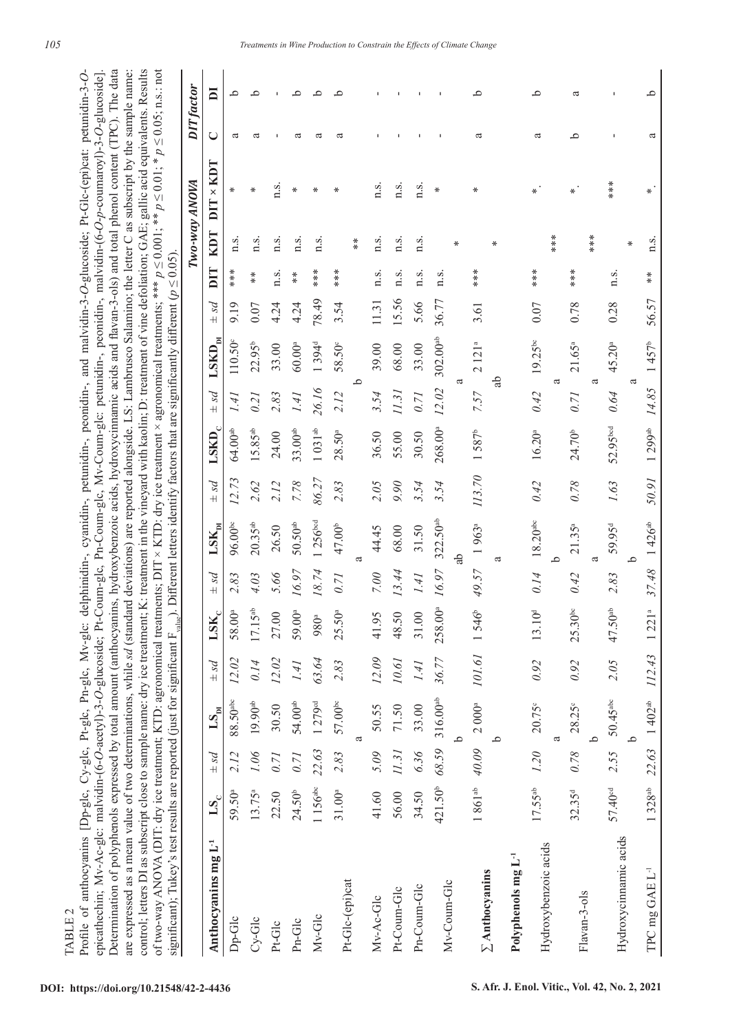TABLE 2

Profile of anthocyanins [Dp-glc, Cy-glc, Pt-glc, Pn-glc, Mv-glc: delphinidin-, cyanidin-, petunidin-, peonidin-, and malvidin-3-*O*-glucoside; Pt-Glc-(epi)cat: petunidin-3-*O*-epicatechin; Mv-Ac-glc: malvidin-(6-*O*-acetyl)-3-*O*-glucoside; Pt-Coum-glc, Pn-Coum-glc, Mv-Coum-glc: petunidin-, peonidin-, malvidin-(6-*O*-*p*-coumaroyl)-3-*O*-glucoside]. Determination of polyphenols expressed by total amount (anthocyanins, hydroxybenzoic acids, hydroxycinnamic acids and flavan-3-ols) and total phenol content (TPC). The data are expressed as a mean value of two determinations, while *sd* (standard deviations) are reported alongside. LS: Lambrusco Salamino; the letter C as subscript by the sample name: control; letters DI as subscript close to sample name: dry ice treatment; K: treatment in the vineyard with kaolin; D: treatment of vine defoliation; GAE; gallic acid equivalents. Results of two-way ANOVA (DIT: dry ice treatment; KTD: agronomical treatments; DIT × KTD: dry ice treatment × agronomical treatments; *** $p \leq 0.001$; ** $p \leq 0.01$; * $p \leq 0.05$; n.s.: not significant); Tukey's test results are reported (just for significant $F_{value}$). Different letters identify factors that are significantly different ($p \leq 0.05$).

| Anthocyanins mg L⁻¹ | $LS_C$ | ± *sd* | $LS_{DI}$ | ± *sd* | $LSK_C$ | ± *sd* | $LSK_{DI}$ | ± *sd* | $LSKD_C$ | ± *sd* | $LSKD_{DI}$ | ± *sd* | Two-way ANOVA DIT | KDT | DIT × KDT | DIT factor C | DI |
|---|---|---|---|---|---|---|---|---|---|---|---|---|---|---|---|---|---|
| Dp-Glc | 59.50$^{a}$ | 2.12 | 88.50$^{abc}$ | 12.02 | 58.00$^{a}$ | 2.83 | 96.00$^{bc}$ | 12.73 | 64.00$^{ab}$ | 1.41 | 110.50$^{c}$ | 9.19 | *** | n.s. | * | a | b |
| Cy-Glc | 13.75$^{a}$ | 1.06 | 19.90$^{ab}$ | 0.14 | 17.15$^{ab}$ | 4.03 | 20.35$^{ab}$ | 2.62 | 15.85$^{ab}$ | 0.21 | 22.95$^{b}$ | 0.07 | ** | n.s. | * | a | b |
| Pt-Glc | 22.50 | 0.71 | 30.50 | 12.02 | 27.00 | 5.66 | 26.50 | 2.12 | 24.00 | 2.83 | 33.00 | 4.24 | n.s. | n.s. | n.s. | - | - |
| Pn-Glc | 24.50$^{b}$ | 0.71 | 54.00$^{ab}$ | 1.41 | 59.00$^{a}$ | 16.97 | 50.50$^{ab}$ | 7.78 | 33.00$^{ab}$ | 1.41 | 60.00$^{a}$ | 4.24 | ** | n.s. | * | a | b |
| Mv-Glc | 1 156$^{abc}$ | 22.63 | 1 279$^{cd}$ | 63.64 | 980$^{a}$ | 18.74 | 1 256$^{bcd}$ | 86.27 | 1 031$^{ab}$ | 26.16 | 1 394$^{d}$ | 78.49 | *** | n.s. | * | a | b |
| Pt-Glc-(epi)cat | 31.00$^{a}$ | 2.83 | 57.00$^{bc}$ | 2.83 | 25.50$^{a}$ | 0.71 | 47.00$^{b}$ | 2.83 | 28.50$^{a}$ | 2.12 | 58.50$^{c}$ | 3.54 | *** | | * | a | b |
| | a | | | | a | | | | b | | | | | ** | | | |
| Mv-Ac-Glc | 41.60 | 5.09 | 50.55 | 12.09 | 41.95 | 7.00 | 44.45 | 2.05 | 36.50 | 3.54 | 39.00 | 11.31 | n.s. | n.s. | n.s. | - | - |
| Pt-Coum-Glc | 56.00 | 11.31 | 71.50 | 10.61 | 48.50 | 13.44 | 68.00 | 9.90 | 55.00 | 11.31 | 68.00 | 15.56 | n.s. | n.s. | n.s. | - | - |
| Pn-Coum-Glc | 34.50 | 6.36 | 33.00 | 1.41 | 31.00 | 1.41 | 31.50 | 3.54 | 30.50 | 0.71 | 33.00 | 5.66 | n.s. | n.s. | n.s. | - | - |
| Mv-Coum-Glc | 421.50$^{b}$ | 68.59 | 316.00$^{ab}$ | 36.77 | 258.00$^{a}$ | 16.97 | 322.50$^{ab}$ | 3.54 | 268.00$^{a}$ | 12.02 | 302.00$^{ab}$ | 36.77 | n.s. | | * | - | - |
| | b | | | | ab | | | | a | | | | | * | | | |
| **∑ Anthocyanins** | 1 861$^{ab}$ | 40.09 | 2 000$^{a}$ | 101.61 | 1 546$^{b}$ | 49.57 | 1 963$^{a}$ | 113.70 | 1 587$^{b}$ | 7.57 | 2 121$^{a}$ | 3.61 | *** | | * | a | b |
| | b | | | | a | | | | ab | | | | | * | | | |
| **Polyphenols mg L⁻¹** | | | | | | | | | | | | | | | | | |
| Hydroxybenzoic acids | 17.55$^{ab}$ | 1.20 | 20.75$^{c}$ | 0.92 | 13.10$^{d}$ | 0.14 | 18.20$^{abc}$ | 0.42 | 16.20$^{a}$ | 0.42 | 19.25$^{bc}$ | 0.07 | *** | | * | a | b |
| | a | | | | b | | | | a | | | | | *** | | | |
| Flavan-3-ols | 32.35$^{d}$ | 0.78 | 28.25$^{c}$ | 0.92 | 25.30$^{bc}$ | 0.42 | 21.35$^{a}$ | 0.78 | 24.70$^{b}$ | 0.71 | 21.65$^{a}$ | 0.78 | *** | | * | b | a |
| | b | | | | a | | | | a | | | | | *** | | | |
| Hydroxycinnamic acids | 57.40$^{cd}$ | 2.55 | 50.45$^{abc}$ | 2.05 | 47.50$^{ab}$ | 2.83 | 59.95$^{d}$ | 1.63 | 52.95$^{bcd}$ | 0.64 | 45.20$^{a}$ | 0.28 | n.s. | | *** | - | - |
| | b | | | | b | | | | a | | | | | * | | | |
| TPC mg GAE L⁻¹ | 1 328$^{ab}$ | 22.63 | 1 402$^{ab}$ | 112.43 | 1 221$^{a}$ | 37.48 | 1 426$^{ab}$ | 50.91 | 1 299$^{ab}$ | 14.85 | 1 457$^{b}$ | 56.57 | ** | n.s. | * | a | b |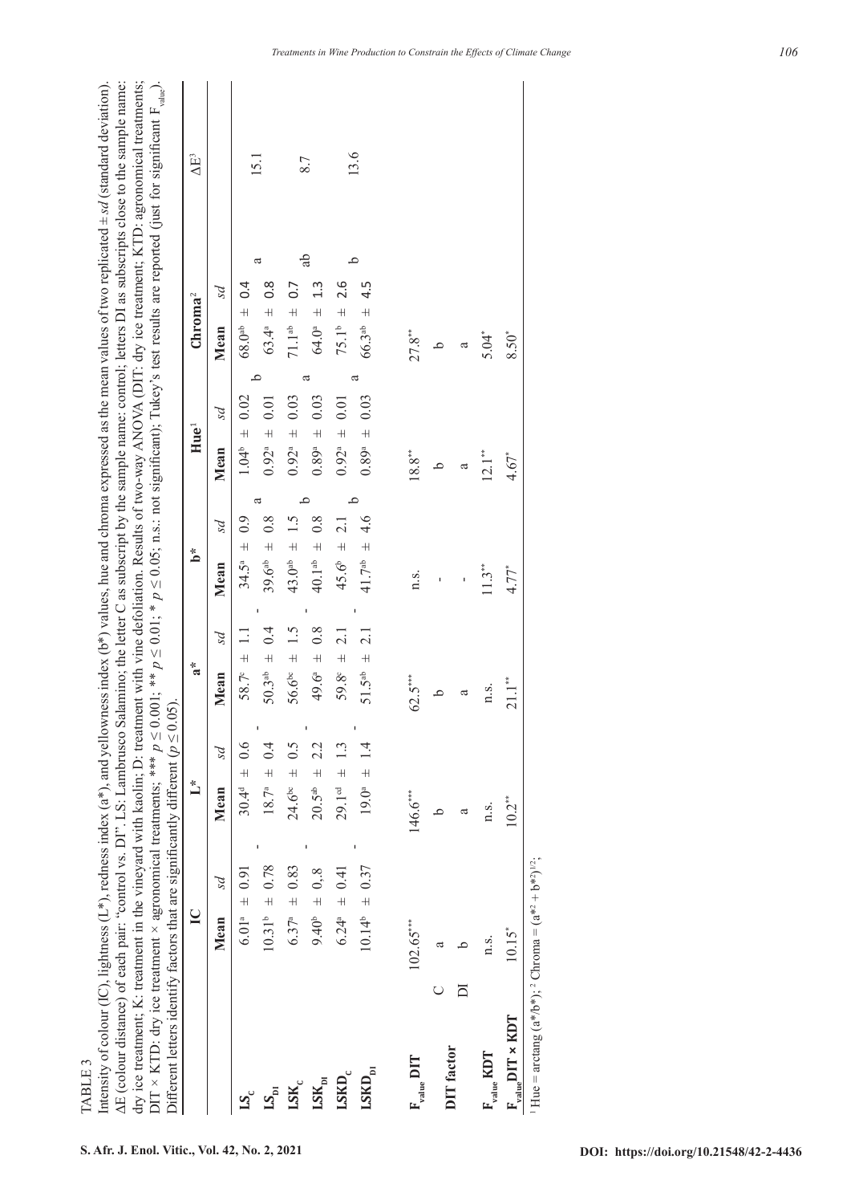TABLE 3

Intensity of colour (IC), lightness (L*), redness index (a*), and yellowness index (b*) values, hue and chroma expressed as the mean values of two replicated ± *sd* (standard deviation). ΔE (colour distance) of each pair: "control vs. DI". LS: Lambrusco Salamino; the letter C as subscript by the sample name: control; letters DI as subscripts close to the sample name: dry ice treatment; K: treatment in the vineyard with kaolin; D: treatment with vine defoliation. Results of two-way ANOVA (DIT: dry ice treatment; KTD: agronomical treatments; DIT × KTD: dry ice treatment × agronomical treatments; *** $p \leq 0.001$; ** $p \leq 0.01$; * $p \leq 0.05$; n.s.: not significant); Tukey's test results are reported (just for significant $F_{value}$). Different letters identify factors that are significantly different ($p \leq 0.05$).

| | IC | | L* | | a* | | b* | | | Hue[1] | | | Chroma[2] | | | ΔE[3] |
|---|---|---|---|---|---|---|---|---|---|---|---|---|---|---|---|---|
| | Mean | *sd* | Mean | *sd* | Mean | *sd* | Mean | *sd* | | Mean | *sd* | | Mean | *sd* | | |
| $LS_C$ | 6.01[a] | ± 0.91 | 30.4[d] | ± 0.6 | 58.7[c] | ± 1.1 | 34.5[a] | ± 0.9 | a | 1.04[b] | ± 0.02 | b | 68.0[ab] | ± 0.4 | a | 15.1 |
| $LS_{DI}$ | 10.31[b] | ± 0.78 | 18.7[a] | ± 0.4 | 50.3[ab] | ± 0.4 | 39.6[ab] | ± 0.8 | | 0.92[a] | ± 0.01 | | 63.4[a] | ± 0.8 | | |
| $LSK_C$ | 6.37[a] | ± 0.83 | 24.6[bc] | ± 0.5 | 56.6[bc] | ± 1.5 | 43.0[ab] | ± 1.5 | b | 0.92[a] | ± 0.03 | a | 71.1[ab] | ± 0.7 | ab | 8.7 |
| $LSK_{DI}$ | 9.40[b] | ± 0,8 | 20.5[ab] | ± 2.2 | 49.6[a] | ± 0.8 | 40.1[ab] | ± 0.8 | | 0.89[a] | ± 0.03 | | 64.0[a] | ± 1.3 | | |
| $LSKD_C$ | 6.24[a] | ± 0.41 | 29.1[cd] | ± 1.3 | 59.8[c] | ± 2.1 | 45.6[b] | ± 2.1 | b | 0.92[a] | ± 0.01 | a | 75.1[b] | ± 2.6 | b | 13.6 |
| $LSKD_{DI}$ | 10.14[b] | ± 0.37 | 19.0[a] | ± 1.4 | 51.5[ab] | ± 2.1 | 41.7[ab] | ± 4.6 | | 0.89[a] | ± 0.03 | | 66.3[ab] | ± 4.5 | | |
| | | | | | | | | | | | | | | | | |
| $F_{value}$ DIT | 102.65*** | | 146.6*** | | 62.5*** | | n.s. | | | 18.8** | | | 27.8** | | | |
| DIT factor C | a | | b | | b | | - | | | b | | | b | | | |
| DIT factor DI | b | | a | | a | | - | | | a | | | a | | | |
| $F_{value}$ KDT | n.s. | | n.s. | | n.s. | | 11.3** | | | 12.1** | | | 5.04* | | | |
| $F_{value}$ DIT × KDT | 10.15* | | 10.2** | | 21.1** | | 4.77* | | | 4.67* | | | 8.50* | | | |

[1] Hue = arctang (a*/b*); [2] Chroma = $(a^{*2} + b^{*2})^{1/2}$;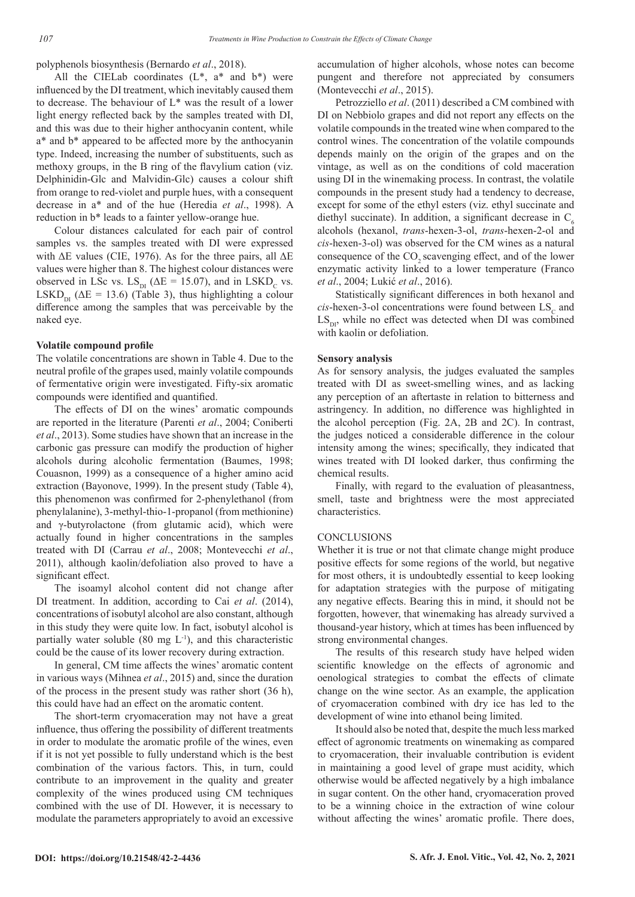polyphenols biosynthesis (Bernardo *et al*., 2018).

All the CIELab coordinates ($L^*$, $a^*$ and $b^*$) were influenced by the DI treatment, which inevitably caused them to decrease. The behaviour of $L^*$ was the result of a lower light energy reflected back by the samples treated with DI, and this was due to their higher anthocyanin content, while $a^*$ and $b^*$ appeared to be affected more by the anthocyanin type. Indeed, increasing the number of substituents, such as methoxy groups, in the B ring of the flavylium cation (viz. Delphinidin-Glc and Malvidin-Glc) causes a colour shift from orange to red-violet and purple hues, with a consequent decrease in $a^*$ and of the hue (Heredia *et al*., 1998). A reduction in $b^*$ leads to a fainter yellow-orange hue.

Colour distances calculated for each pair of control samples vs. the samples treated with DI were expressed with $\Delta E$ values (CIE, 1976). As for the three pairs, all $\Delta E$ values were higher than 8. The highest colour distances were observed in LSc vs. $LS_{DI}$ ($\Delta E$ = 15.07), and in $LSKD_C$ vs. $LSKD_{DI}$ ($\Delta E$ = 13.6) (Table 3), thus highlighting a colour difference among the samples that was perceivable by the naked eye.

**Volatile compound profile**

The volatile concentrations are shown in Table 4. Due to the neutral profile of the grapes used, mainly volatile compounds of fermentative origin were investigated. Fifty-six aromatic compounds were identified and quantified.

The effects of DI on the wines' aromatic compounds are reported in the literature (Parenti *et al*., 2004; Coniberti *et al*., 2013). Some studies have shown that an increase in the carbonic gas pressure can modify the production of higher alcohols during alcoholic fermentation (Baumes, 1998; Couasnon, 1999) as a consequence of a higher amino acid extraction (Bayonove, 1999). In the present study (Table 4), this phenomenon was confirmed for 2-phenylethanol (from phenylalanine), 3-methyl-thio-1-propanol (from methionine) and γ-butyrolactone (from glutamic acid), which were actually found in higher concentrations in the samples treated with DI (Carrau *et al*., 2008; Montevecchi *et al*., 2011), although kaolin/defoliation also proved to have a significant effect.

The isoamyl alcohol content did not change after DI treatment. In addition, according to Cai *et al*. (2014), concentrations of isobutyl alcohol are also constant, although in this study they were quite low. In fact, isobutyl alcohol is partially water soluble (80 mg $L^{-1}$), and this characteristic could be the cause of its lower recovery during extraction.

In general, CM time affects the wines' aromatic content in various ways (Mihnea *et al*., 2015) and, since the duration of the process in the present study was rather short (36 h), this could have had an effect on the aromatic content.

The short-term cryomaceration may not have a great influence, thus offering the possibility of different treatments in order to modulate the aromatic profile of the wines, even if it is not yet possible to fully understand which is the best combination of the various factors. This, in turn, could contribute to an improvement in the quality and greater complexity of the wines produced using CM techniques combined with the use of DI. However, it is necessary to modulate the parameters appropriately to avoid an excessive accumulation of higher alcohols, whose notes can become pungent and therefore not appreciated by consumers (Montevecchi *et al*., 2015).

Petrozziello *et al*. (2011) described a CM combined with DI on Nebbiolo grapes and did not report any effects on the volatile compounds in the treated wine when compared to the control wines. The concentration of the volatile compounds depends mainly on the origin of the grapes and on the vintage, as well as on the conditions of cold maceration using DI in the winemaking process. In contrast, the volatile compounds in the present study had a tendency to decrease, except for some of the ethyl esters (viz. ethyl succinate and diethyl succinate). In addition, a significant decrease in $C_6$ alcohols (hexanol, *trans*-hexen-3-ol, *trans*-hexen-2-ol and *cis*-hexen-3-ol) was observed for the CM wines as a natural consequence of the $CO_2$ scavenging effect, and of the lower enzymatic activity linked to a lower temperature (Franco *et al*., 2004; Lukić *et al*., 2016).

Statistically significant differences in both hexanol and *cis*-hexen-3-ol concentrations were found between $LS_C$ and $LS_{DI}$, while no effect was detected when DI was combined with kaolin or defoliation.

**Sensory analysis**

As for sensory analysis, the judges evaluated the samples treated with DI as sweet-smelling wines, and as lacking any perception of an aftertaste in relation to bitterness and astringency. In addition, no difference was highlighted in the alcohol perception (Fig. 2A, 2B and 2C). In contrast, the judges noticed a considerable difference in the colour intensity among the wines; specifically, they indicated that wines treated with DI looked darker, thus confirming the chemical results.

Finally, with regard to the evaluation of pleasantness, smell, taste and brightness were the most appreciated characteristics.

## CONCLUSIONS

Whether it is true or not that climate change might produce positive effects for some regions of the world, but negative for most others, it is undoubtedly essential to keep looking for adaptation strategies with the purpose of mitigating any negative effects. Bearing this in mind, it should not be forgotten, however, that winemaking has already survived a thousand-year history, which at times has been influenced by strong environmental changes.

The results of this research study have helped widen scientific knowledge on the effects of agronomic and oenological strategies to combat the effects of climate change on the wine sector. As an example, the application of cryomaceration combined with dry ice has led to the development of wine into ethanol being limited.

It should also be noted that, despite the much less marked effect of agronomic treatments on winemaking as compared to cryomaceration, their invaluable contribution is evident in maintaining a good level of grape must acidity, which otherwise would be affected negatively by a high imbalance in sugar content. On the other hand, cryomaceration proved to be a winning choice in the extraction of wine colour without affecting the wines' aromatic profile. There does,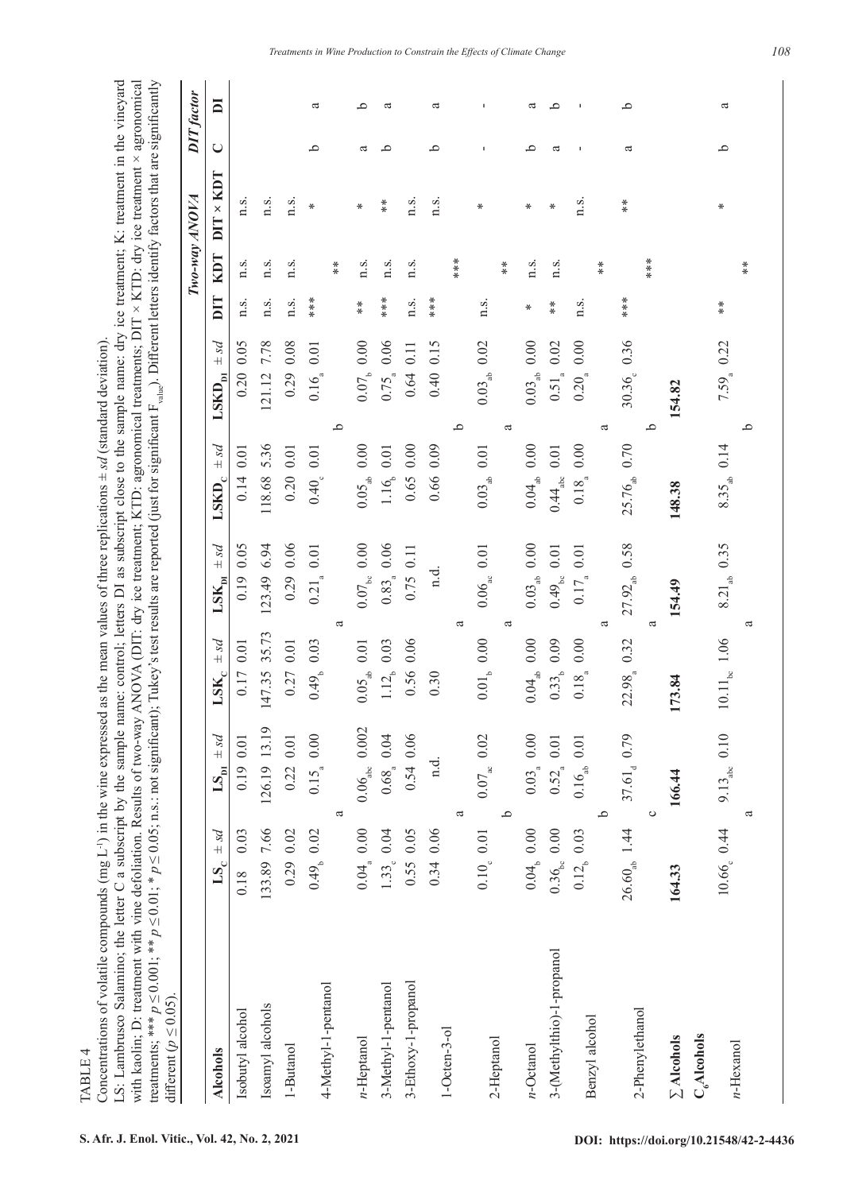TABLE 4

Concentrations of volatile compounds (mg $L^{-1}$) in the wine expressed as the mean values of three replications ± *sd* (standard deviation).
LS: Lambrusco Salamino; the letter C a subscript by the sample name: control; letters DI as subscript close to the sample name: dry ice treatment; K: treatment in the vineyard with kaolin; D: treatment with vine defoliation. Results of two-way ANOVA (DIT: dry ice treatment; KTD: agronomical treatments; DIT × KTD: dry ice treatment × agronomical treatments; *** $p \leq 0.001$; ** $p \leq 0.01$; * $p \leq 0.05$; n.s.: not significant); Tukey's test results are reported (just for significant $F_{value}$). Different letters identify factors that are significantly different ($p \leq 0.05$).

| **Alcohols** | $LS_C$ ± *sd* | $LS_{DI}$ ± *sd* | $LSK_C$ ± *sd* | $LSK_{DI}$ ± *sd* | $LSKD_C$ ± *sd* | $LSKD_{DI}$ ± *sd* | *Two-way ANOVA* DIT | KDT | DIT × KDT | *DIT factor* C | DI |
|---|---|---|---|---|---|---|---|---|---|---|---|
| Isobutyl alcohol | 0.18 0.03 | 0.19 0.01 | 0.17 0.01 | 0.19 0.05 | 0.14 0.01 | 0.20 0.05 | n.s. | n.s. | n.s. | | |
| Isoamyl alcohols | 133.89 7.66 | 126.19 13.19 | 147.35 35.73 | 123.49 6.94 | 118.68 5.36 | 121.12 7.78 | n.s. | n.s. | n.s. | | |
| 1-Butanol | 0.29 0.02 | 0.22 0.01 | 0.27 0.01 | 0.29 0.06 | 0.20 0.01 | 0.29 0.08 | n.s. | n.s. | n.s. | | |
| 4-Methyl-1-pentanol | $0.49_b$ 0.02 | $0.15_a$ 0.00 | $0.49_b$ 0.03 | $0.21_a$ 0.01 | $0.40_c$ 0.01 | $0.16_a$ 0.01 | *** | | * | b | a |
| | | a | | a | | b | | ** | | | |
| *n*-Heptanol | $0.04_a$ 0.00 | $0.06_{abc}$ 0.002 | $0.05_{ab}$ 0.01 | $0.07_{bc}$ 0.00 | $0.05_{ab}$ 0.00 | $0.07_b$ 0.00 | ** | n.s. | * | a | b |
| 3-Methyl-1-pentanol | $1.33_c$ 0.04 | $0.68_a$ 0.04 | $1.12_b$ 0.03 | $0.83_a$ 0.06 | $1.16_b$ 0.01 | $0.75_a$ 0.06 | *** | n.s. | ** | b | a |
| 3-Ethoxy-1-propanol | 0.55 0.05 | 0.54 0.06 | 0.56 0.06 | 0.75 0.11 | 0.65 0.00 | 0.64 0.11 | n.s. | n.s. | n.s. | | |
| 1-Octen-3-ol | 0.34 0.06 | n.d. | 0.30 | n.d. | 0.66 0.09 | 0.40 0.15 | *** | | n.s. | b | a |
| | | a | | a | | b | | *** | | | |
| 2-Heptanol | $0.10_c$ 0.01 | $0.07_{ac}$ 0.02 | $0.01_b$ 0.00 | $0.06_{ac}$ 0.01 | $0.03_{ab}$ 0.01 | $0.03_{ab}$ 0.02 | n.s. | | * | - | - |
| | | b | | a | | a | | ** | | | |
| *n*-Octanol | $0.04_b$ 0.00 | $0.03_a$ 0.00 | $0.04_{ab}$ 0.00 | $0.03_{ab}$ 0.00 | $0.04_{ab}$ 0.00 | $0.03_{ab}$ 0.00 | * | n.s. | * | b | a |
| 3-(Methylthio)-1-propanol | $0.36_{bc}$ 0.00 | $0.52_a$ 0.01 | $0.33_b$ 0.09 | $0.49_{bc}$ 0.01 | $0.44_{abc}$ 0.01 | $0.51_a$ 0.02 | ** | n.s. | * | a | b |
| Benzyl alcohol | $0.12_b$ 0.03 | $0.16_{ab}$ 0.01 | $0.18_a$ 0.00 | $0.17_a$ 0.01 | $0.18_a$ 0.00 | $0.20_a$ 0.00 | n.s. | | n.s. | - | - |
| | | b | | a | | a | | ** | | | |
| 2-Phenylethanol | $26.60_{ab}$ 1.44 | $37.61_d$ 0.79 | $22.98_a$ 0.32 | $27.92_{ab}$ 0.58 | $25.76_{ab}$ 0.70 | $30.36_c$ 0.36 | *** | | ** | a | b |
| | | c | | a | | b | | *** | | | |
| **∑Alcohols** | **164.33** | **166.44** | **173.84** | **154.49** | **148.38** | **154.82** | | | | | |
| **$C_6$ Alcohols** | | | | | | | | | | | |
| *n*-Hexanol | $10.66_c$ 0.44 | $9.13_{abc}$ 0.10 | $10.11_{bc}$ 1.06 | $8.21_{ab}$ 0.35 | $8.35_{ab}$ 0.14 | $7.59_a$ 0.22 | ** | | * | b | a |
| | | a | | a | | b | | ** | | | |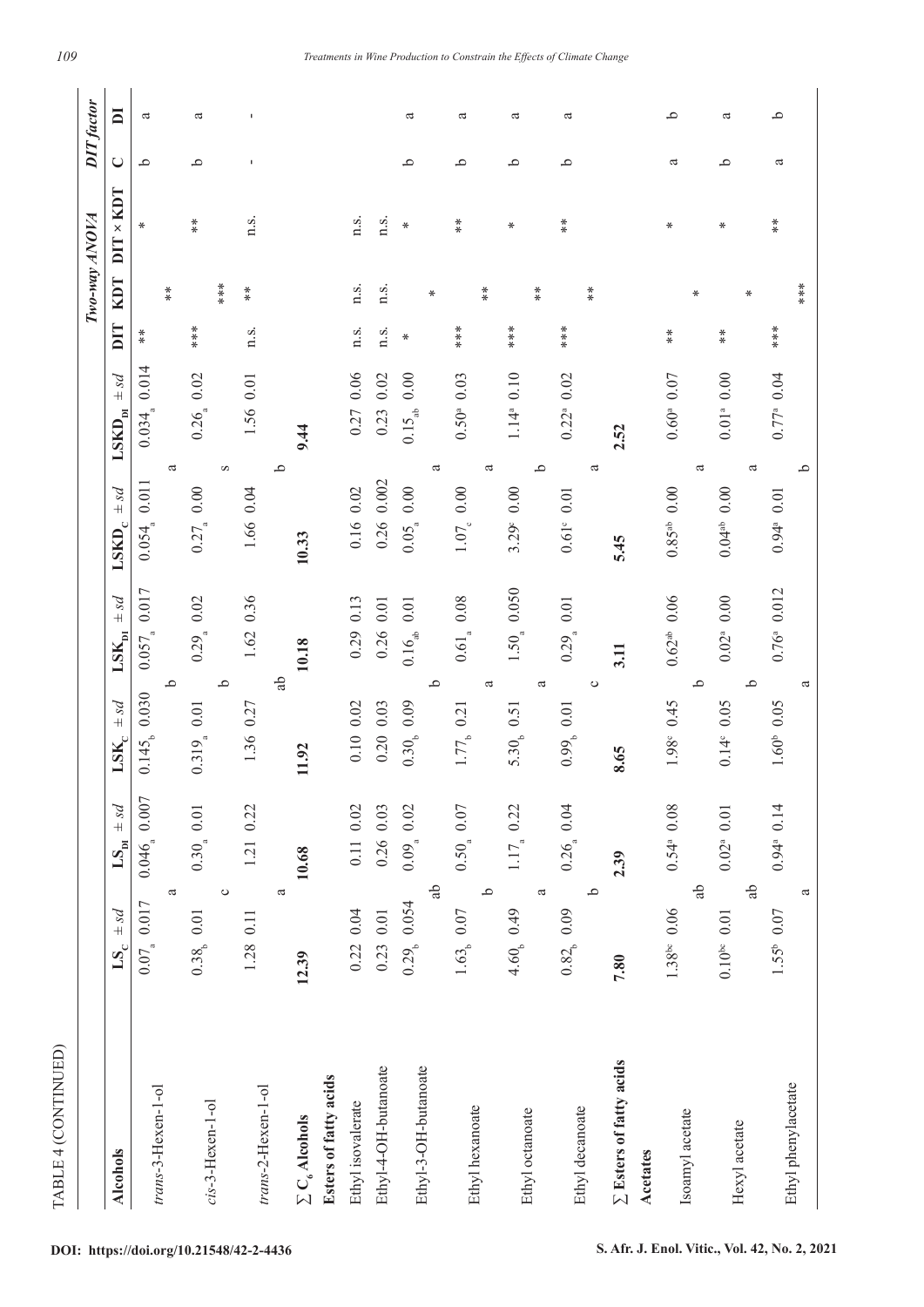TABLE 4 (CONTINUED)

| Alcohols | $LS_C$ ± *sd* | $LS_{DI}$ ± *sd* | $LSK_C$ ± *sd* | $LSK_{DI}$ ± *sd* | $LSKD_C$ ± *sd* | $LSKD_{DI}$ ± *sd* | Two-way ANOVA DIT | KDT | DIT × KDT | DIT factor C | DI |
|---|---|---|---|---|---|---|---|---|---|---|---|
| *trans*-3-Hexen-1-ol | $0.07_a$ 0.017 a | $0.046_a$ 0.007 | $0.145_b$ 0.030 b | $0.057_a$ 0.017 | $0.054_a$ 0.011 a | $0.034_a$ 0.014 | ** | ** | * | b | a |
| *cis*-3-Hexen-1-ol | $0.38_b$ 0.01 c | $0.30_a$ 0.01 | $0.319_a$ 0.01 b | $0.29_a$ 0.02 | $0.27_a$ 0.00 s | $0.26_a$ 0.02 | *** | *** | ** | b | a |
| *trans*-2-Hexen-1-ol | 1.28 0.11 a | 1.21 0.22 | 1.36 0.27 ab | 1.62 0.36 | 1.66 0.04 b | 1.56 0.01 | n.s. | ** | n.s. | - | - |
| **∑ $C_6$ Alcohols** | **12.39** | **10.68** | **11.92** | **10.18** | **10.33** | **9.44** | | | | | |
| **Esters of fatty acids** | | | | | | | | | | | |
| Ethyl isovalerate | 0.22 0.04 | 0.11 0.02 | 0.10 0.02 | 0.29 0.13 | 0.16 0.02 | 0.27 0.06 | n.s. | n.s. | n.s. | | |
| Ethyl-4-OH-butanoate | 0.23 0.01 | 0.26 0.03 | 0.20 0.03 | 0.26 0.01 | 0.26 0.002 | 0.23 0.02 | n.s. | n.s. | n.s. | | |
| Ethyl-3-OH-butanoate | $0.29_b$ 0.054 ab | $0.09_a$ 0.02 | $0.30_b$ 0.09 b | $0.16_{ab}$ 0.01 | $0.05_a$ 0.00 a | $0.15_{ab}$ 0.00 | * | * | * | b | a |
| Ethyl hexanoate | $1.63_b$ 0.07 b | $0.50_a$ 0.07 | $1.77_b$ 0.21 a | $0.61_a$ 0.08 | $1.07_c$ 0.00 a | $0.50^a$ 0.03 | *** | ** | ** | b | a |
| Ethyl octanoate | $4.60_b$ 0.49 a | $1.17_a$ 0.22 | $5.30_b$ 0.51 a | $1.50_a$ 0.050 | $3.29^c$ 0.00 b | $1.14^a$ 0.10 | *** | ** | * | b | a |
| Ethyl decanoate | $0.82_b$ 0.09 b | $0.26_a$ 0.04 | $0.99_b$ 0.01 c | $0.29_a$ 0.01 | $0.61^c$ 0.01 a | $0.22^a$ 0.02 | *** | ** | ** | b | a |
| **∑ Esters of fatty acids** | **7.80** | **2.39** | **8.65** | **3.11** | **5.45** | **2.52** | | | | | |
| **Acetates** | | | | | | | | | | | |
| Isoamyl acetate | $1.38^{bc}$ 0.06 ab | $0.54^a$ 0.08 | $1.98^c$ 0.45 b | $0.62^{ab}$ 0.06 | $0.85^{ab}$ 0.00 a | $0.60^a$ 0.07 | ** | * | * | a | b |
| Hexyl acetate | $0.10^{bc}$ 0.01 ab | $0.02^a$ 0.01 | $0.14^c$ 0.05 b | $0.02^a$ 0.00 | $0.04^{ab}$ 0.00 a | $0.01^a$ 0.00 | ** | * | * | b | a |
| Ethyl phenylacetate | $1.55^b$ 0.07 a | $0.94^a$ 0.14 | $1.60^b$ 0.05 a | $0.76^a$ 0.012 | $0.94^a$ 0.01 b | $0.77^a$ 0.04 | *** | *** | ** | a | b |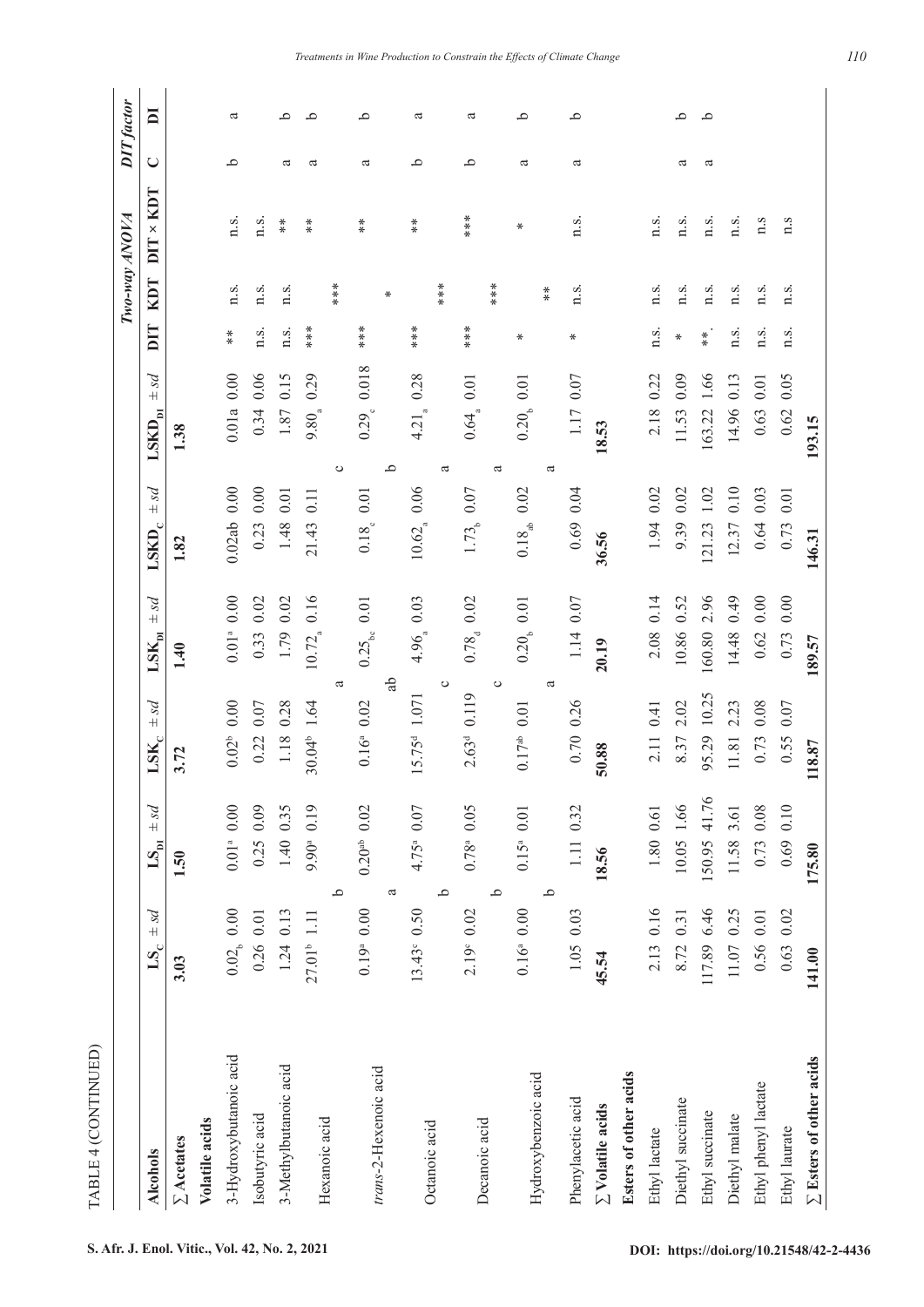TABLE 4 (CONTINUED)

| Alcohols | $LS_C$ ± *sd* | $LS_{DI}$ ± *sd* | $LSK_C$ ± *sd* | $LSK_{DI}$ ± *sd* | $LSKD_C$ ± *sd* | $LSKD_{DI}$ ± *sd* | *Two-way ANOVA* | | | *DIT factor* | |
|---|---|---|---|---|---|---|---|---|---|---|---|
| | | | | | | | DIT | KDT | DIT × KDT | C | DI |
| **∑ Acetates** | **3.03** | **1.50** | **3.72** | **1.40** | **1.82** | **1.38** | | | | | |
| **Volatile acids** | | | | | | | | | | | |
| 3-Hydroxybutanoic acid | $0.02_b$ 0.00 | $0.01^a$ 0.00 | $0.02^b$ 0.00 | $0.01^a$ 0.00 | 0.02ab 0.00 | 0.01a 0.00 | ** | n.s. | n.s. | b | a |
| Isobutyric acid | 0.26 0.01 | 0.25 0.09 | 0.22 0.07 | 0.33 0.02 | 0.23 0.00 | 0.34 0.06 | n.s. | n.s. | n.s. | | |
| 3-Methylbutanoic acid | 1.24 0.13 | 1.40 0.35 | 1.18 0.28 | 1.79 0.02 | 1.48 0.01 | 1.87 0.15 | n.s. | n.s. | ** | a | b |
| Hexanoic acid | $27.01^b$ 1.11 | $9.90^a$ 0.19 | $30.04^b$ 1.64 | $10.72_a$ 0.16 | 21.43 0.11 | $9.80_a$ 0.29 | *** | | ** | a | b |
| | b | | a | | c | | | *** | | | |
| *trans*-2-Hexenoic acid | $0.19^a$ 0.00 | $0.20^{ab}$ 0.02 | $0.16^a$ 0.02 | $0.25_{bc}$ 0.01 | $0.18_c$ 0.01 | $0.29_c$ 0.018 | *** | | ** | a | b |
| | a | | ab | | b | | | * | | | |
| Octanoic acid | $13.43^c$ 0.50 | $4.75^a$ 0.07 | $15.75^d$ 1.071 | $4.96_a$ 0.03 | $10.62_a$ 0.06 | $4.21_a$ 0.28 | *** | | ** | b | a |
| | b | | c | | a | | | *** | | | |
| Decanoic acid | $2.19^c$ 0.02 | $0.78^a$ 0.05 | $2.63^d$ 0.119 | $0.78_d$ 0.02 | $1.73_b$ 0.07 | $0.64_a$ 0.01 | *** | | *** | b | a |
| | b | | c | | a | | | *** | | | |
| Hydroxybenzoic acid | $0.16^a$ 0.00 | $0.15^a$ 0.01 | $0.17^{ab}$ 0.01 | $0.20_b$ 0.01 | $0.18_{ab}$ 0.02 | $0.20_b$ 0.01 | * | | * | a | b |
| | b | | a | | a | | | ** | | | |
| Phenylacetic acid | 1.05 0.03 | 1.11 0.32 | 0.70 0.26 | 1.14 0.07 | 0.69 0.04 | 1.17 0.07 | * | n.s. | n.s. | a | b |
| **∑ Volatile acids** | **45.54** | **18.56** | **50.88** | **20.19** | **36.56** | **18.53** | | | | | |
| **Esters of other acids** | | | | | | | | | | | |
| Ethyl lactate | 2.13 0.16 | 1.80 0.61 | 2.11 0.41 | 2.08 0.14 | 1.94 0.02 | 2.18 0.22 | n.s. | n.s. | n.s. | | |
| Diethyl succinate | 8.72 0.31 | 10.05 1.66 | 8.37 2.02 | 10.86 0.52 | 9.39 0.02 | 11.53 0.09 | * | n.s. | n.s. | a | b |
| Ethyl succinate | 117.89 6.46 | 150.95 41.76 | 95.29 10.25 | 160.80 2.96 | 121.23 1.02 | 163.22 1.66 | **. | n.s. | n.s. | a | b |
| Diethyl malate | 11.07 0.25 | 11.58 3.61 | 11.81 2.23 | 14.48 0.49 | 12.37 0.10 | 14.96 0.13 | n.s. | n.s. | n.s. | | |
| Ethyl phenyl lactate | 0.56 0.01 | 0.73 0.08 | 0.73 0.08 | 0.62 0.00 | 0.64 0.03 | 0.63 0.01 | n.s. | n.s. | n.s | | |
| Ethyl laurate | 0.63 0.02 | 0.69 0.10 | 0.55 0.07 | 0.73 0.00 | 0.73 0.01 | 0.62 0.05 | n.s. | n.s. | n.s | | |
| **∑ Esters of other acids** | **141.00** | **175.80** | **118.87** | **189.57** | **146.31** | **193.15** | | | | | |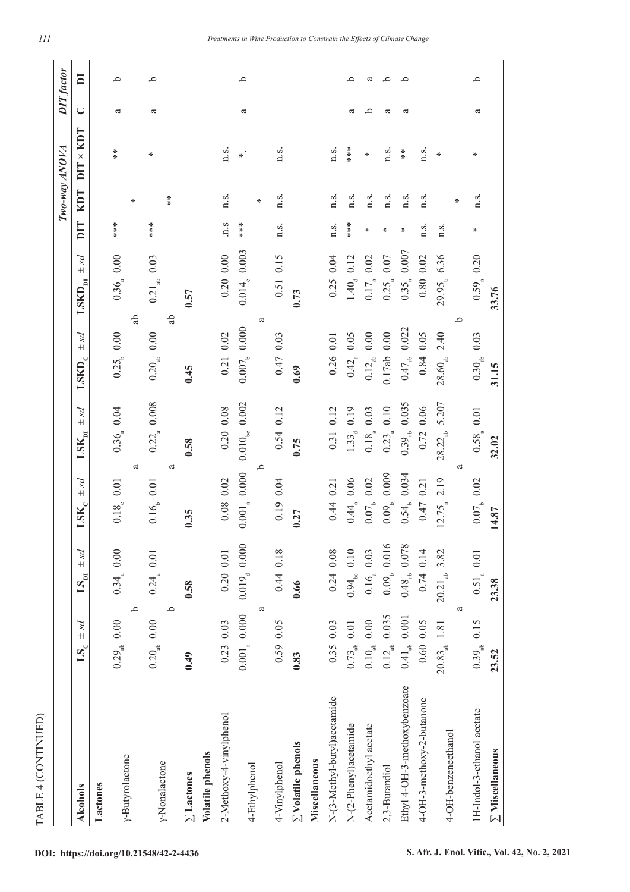TABLE 4 (CONTINUED)

| Alcohols | $LS_C$ ± *sd* | $LS_{DI}$ ± *sd* | $LSK_C$ ± *sd* | $LSK_{DI}$ ± *sd* | $LSKD_C$ ± *sd* | $LSKD_{DI}$ ± *sd* | *Two-way ANOVA* | | | *DIT factor* | |
|---|---|---|---|---|---|---|---|---|---|---|---|
| | | | | | | | DIT | KDT | DIT × KDT | C | DI |
| **Lactones** | | | | | | | | | | | |
| γ-Butyrolactone | $0.29_{ab}$ 0.00 | $0.34_{a}$ 0.00 | $0.18_{c}$ 0.01 | $0.36_{a}$ 0.04 | $0.25_{b}$ 0.00 | $0.36_{a}$ 0.00 | *** | | ** | a | b |
| | b | | a | | ab | | | * | | | |
| γ-Nonalactone | $0.20_{ab}$ 0.00 | $0.24_{a}$ 0.01 | $0.16_{b}$ 0.01 | $0.22_{a}$ 0.008 | $0.20_{ab}$ 0.00 | $0.21_{ab}$ 0.03 | *** | | * | a | b |
| | b | | a | | ab | | | ** | | | |
| **∑ Lactones** | **0.49** | **0.58** | **0.35** | **0.58** | **0.45** | **0.57** | | | | | |
| **Volatile phenols** | | | | | | | | | | | |
| 2-Methoxy-4-vinylphenol | 0.23 0.03 | 0.20 0.01 | 0.08 0.02 | 0.20 0.08 | 0.21 0.02 | 0.20 0.00 | .n.s | n.s. | n.s. | | |
| 4-Ethylphenol | $0.001_{a}$ 0.000 | $0.019_{d}$ 0.000 | $0.001_{a}$ 0.000 | $0.010_{bc}$ 0.002 | $0.007_{b}$ 0.000 | $0.014_{c}$ 0.003 | *** | | *. | a | b |
| | a | | b | | a | | | * | | | |
| 4-Vinylphenol | 0.59 0.05 | 0.44 0.18 | 0.19 0.04 | 0.54 0.12 | 0.47 0.03 | 0.51 0.15 | n.s. | n.s. | n.s. | | |
| **∑ Volatile phenols** | **0.83** | **0.66** | **0.27** | **0.75** | **0.69** | **0.73** | | | | | |
| **Miscellaneous** | | | | | | | | | | | |
| N-(3-Methyl-butyl)acetamide | 0.35 0.03 | 0.24 0.08 | 0.44 0.21 | 0.31 0.12 | 0.26 0.01 | 0.25 0.04 | n.s. | n.s. | n.s. | | |
| N-(2-Phenyl)acetamide | $0.73_{ab}$ 0.01 | $0.94_{bc}$ 0.10 | $0.44_{a}$ 0.06 | $1.33_{d}$ 0.19 | $0.42_{a}$ 0.05 | $1.40_{d}$ 0.12 | *** | n.s. | *** | a | b |
| Acetamidoethyl acetate | $0.10_{ab}$ 0.00 | $0.16_{a}$ 0.03 | $0.07_{b}$ 0.02 | $0.18_{a}$ 0.03 | $0.12_{ab}$ 0.00 | $0.17_{a}$ 0.02 | * | n.s. | * | b | a |
| 2,3-Butandiol | $0.12_{ab}$ 0.035 | $0.09_{b}$ 0.016 | $0.09_{b}$ 0.009 | $0.23_{a}$ 0.10 | 0.17ab 0.00 | $0.25_{a}$ 0.07 | * | n.s. | n.s. | a | b |
| Ethyl 4-OH-3-methoxybenzoate | $0.41_{ab}$ 0.001 | $0.48_{ab}$ 0.078 | $0.54_{b}$ 0.034 | $0.39_{ab}$ 0.035 | $0.47_{ab}$ 0.022 | $0.35_{a}$ 0.007 | * | n.s. | ** | a | b |
| 4-OH-3-methoxy-2-butanone | 0.60 0.05 | 0.74 0.14 | 0.47 0.21 | 0.72 0.06 | 0.84 0.05 | 0.80 0.02 | n.s. | n.s. | n.s. | | |
| 4-OH-benzeneethanol | $20.83_{ab}$ 1.81 | $20.21_{ab}$ 3.82 | $12.75_{a}$ 2.19 | $28.22_{ab}$ 5.207 | $28.60_{ab}$ 2.40 | $29.95_{b}$ 6.36 | n.s. | | * | | |
| | a | | a | | b | | | * | | | |
| 1H-Indol-3-ethanol acetate | $0.39_{ab}$ 0.15 | $0.51_{a}$ 0.01 | $0.07_{b}$ 0.02 | $0.58_{a}$ 0.01 | $0.30_{ab}$ 0.03 | $0.59_{a}$ 0.20 | * | n.s. | * | a | b |
| **∑ Miscellaneous** | **23.52** | **23.38** | **14.87** | **32.02** | **31.15** | **33.76** | | | | | |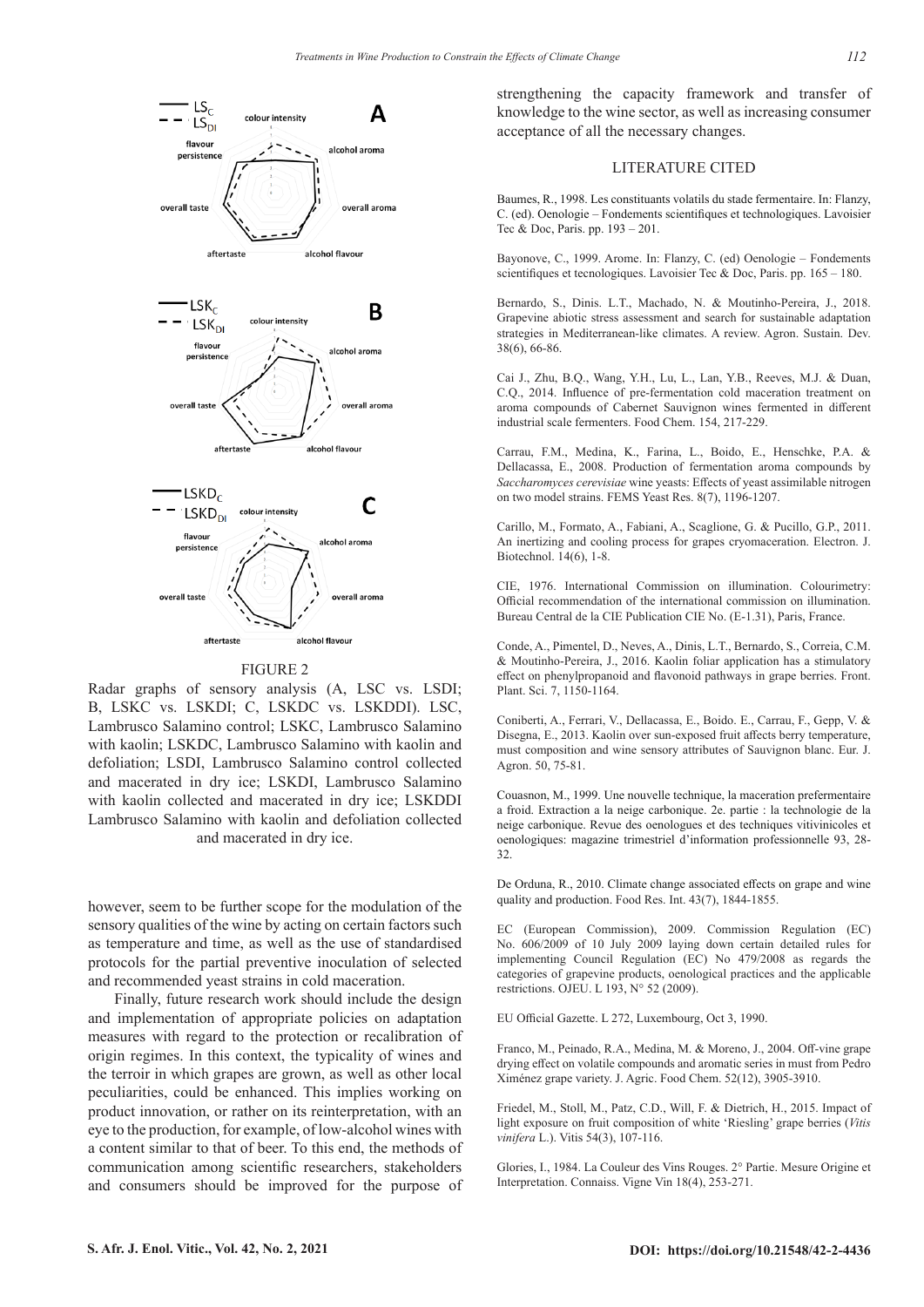FIGURE 2

Radar graphs of sensory analysis (A, LSC vs. LSDI; B, LSKC vs. LSKDI; C, LSKDC vs. LSKDDI). LSC, Lambrusco Salamino control; LSKC, Lambrusco Salamino with kaolin; LSKDC, Lambrusco Salamino with kaolin and defoliation; LSDI, Lambrusco Salamino control collected and macerated in dry ice; LSKDI, Lambrusco Salamino with kaolin collected and macerated in dry ice; LSKDDI Lambrusco Salamino with kaolin and defoliation collected and macerated in dry ice.

however, seem to be further scope for the modulation of the sensory qualities of the wine by acting on certain factors such as temperature and time, as well as the use of standardised protocols for the partial preventive inoculation of selected and recommended yeast strains in cold maceration.

Finally, future research work should include the design and implementation of appropriate policies on adaptation measures with regard to the protection or recalibration of origin regimes. In this context, the typicality of wines and the terroir in which grapes are grown, as well as other local peculiarities, could be enhanced. This implies working on product innovation, or rather on its reinterpretation, with an eye to the production, for example, of low-alcohol wines with a content similar to that of beer. To this end, the methods of communication among scientific researchers, stakeholders and consumers should be improved for the purpose of strengthening the capacity framework and transfer of knowledge to the wine sector, as well as increasing consumer acceptance of all the necessary changes.

## LITERATURE CITED

Baumes, R., 1998. Les constituants volatils du stade fermentaire. In: Flanzy, C. (ed). Oenologie – Fondements scientifiques et technologiques. Lavoisier Tec & Doc, Paris. pp. 193 – 201.

Bayonove, C., 1999. Arome. In: Flanzy, C. (ed) Oenologie – Fondements scientifiques et tecnologiques. Lavoisier Tec & Doc, Paris. pp. 165 – 180.

Bernardo, S., Dinis. L.T., Machado, N. & Moutinho-Pereira, J., 2018. Grapevine abiotic stress assessment and search for sustainable adaptation strategies in Mediterranean-like climates. A review. Agron. Sustain. Dev. 38(6), 66-86.

Cai J., Zhu, B.Q., Wang, Y.H., Lu, L., Lan, Y.B., Reeves, M.J. & Duan, C.Q., 2014. Influence of pre-fermentation cold maceration treatment on aroma compounds of Cabernet Sauvignon wines fermented in different industrial scale fermenters. Food Chem. 154, 217-229.

Carrau, F.M., Medina, K., Farina, L., Boido, E., Henschke, P.A. & Dellacassa, E., 2008. Production of fermentation aroma compounds by *Saccharomyces cerevisiae* wine yeasts: Effects of yeast assimilable nitrogen on two model strains. FEMS Yeast Res. 8(7), 1196-1207.

Carillo, M., Formato, A., Fabiani, A., Scaglione, G. & Pucillo, G.P., 2011. An inertizing and cooling process for grapes cryomaceration. Electron. J. Biotechnol. 14(6), 1-8.

CIE, 1976. International Commission on illumination. Colourimetry: Official recommendation of the international commission on illumination. Bureau Central de la CIE Publication CIE No. (E-1.31), Paris, France.

Conde, A., Pimentel, D., Neves, A., Dinis, L.T., Bernardo, S., Correia, C.M. & Moutinho-Pereira, J., 2016. Kaolin foliar application has a stimulatory effect on phenylpropanoid and flavonoid pathways in grape berries. Front. Plant. Sci. 7, 1150-1164.

Coniberti, A., Ferrari, V., Dellacassa, E., Boido. E., Carrau, F., Gepp, V. & Disegna, E., 2013. Kaolin over sun-exposed fruit affects berry temperature, must composition and wine sensory attributes of Sauvignon blanc. Eur. J. Agron. 50, 75-81.

Couasnon, M., 1999. Une nouvelle technique, la maceration prefermentaire a froid. Extraction a la neige carbonique. 2e. partie : la technologie de la neige carbonique. Revue des oenologues et des techniques vitivinicoles et oenologiques: magazine trimestriel d'information professionnelle 93, 28-32.

De Orduna, R., 2010. Climate change associated effects on grape and wine quality and production. Food Res. Int. 43(7), 1844-1855.

EC (European Commission), 2009. Commission Regulation (EC) No. 606/2009 of 10 July 2009 laying down certain detailed rules for implementing Council Regulation (EC) No 479/2008 as regards the categories of grapevine products, oenological practices and the applicable restrictions. OJEU. L 193, N° 52 (2009).

EU Official Gazette. L 272, Luxembourg, Oct 3, 1990.

Franco, M., Peinado, R.A., Medina, M. & Moreno, J., 2004. Off-vine grape drying effect on volatile compounds and aromatic series in must from Pedro Ximénez grape variety. J. Agric. Food Chem. 52(12), 3905-3910.

Friedel, M., Stoll, M., Patz, C.D., Will, F. & Dietrich, H., 2015. Impact of light exposure on fruit composition of white 'Riesling' grape berries (*Vitis vinifera* L.). Vitis 54(3), 107-116.

Glories, I., 1984. La Couleur des Vins Rouges. 2° Partie. Mesure Origine et Interpretation. Connaiss. Vigne Vin 18(4), 253-271.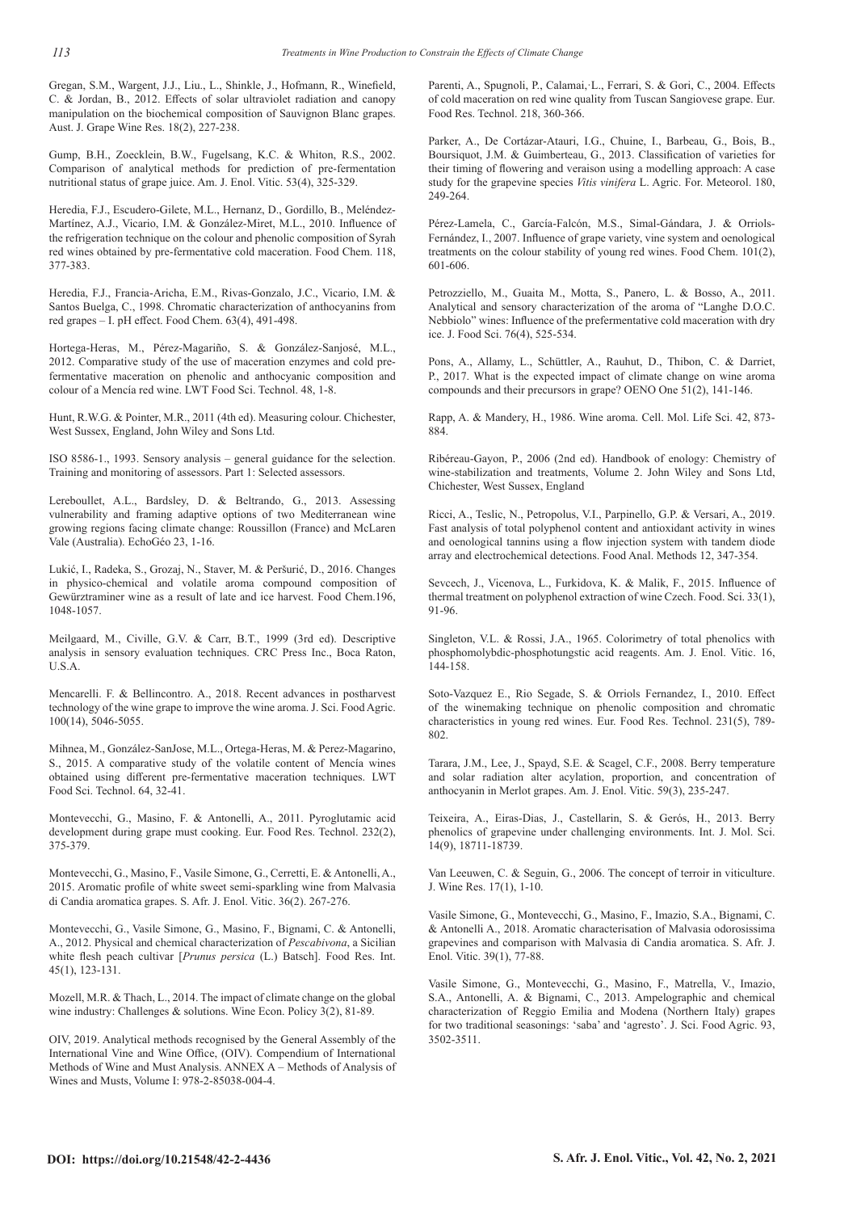Gregan, S.M., Wargent, J.J., Liu., L., Shinkle, J., Hofmann, R., Winefield, C. & Jordan, B., 2012. Effects of solar ultraviolet radiation and canopy manipulation on the biochemical composition of Sauvignon Blanc grapes. Aust. J. Grape Wine Res. 18(2), 227-238.

Gump, B.H., Zoecklein, B.W., Fugelsang, K.C. & Whiton, R.S., 2002. Comparison of analytical methods for prediction of pre-fermentation nutritional status of grape juice. Am. J. Enol. Vitic. 53(4), 325-329.

Heredia, F.J., Escudero-Gilete, M.L., Hernanz, D., Gordillo, B., Meléndez-Martínez, A.J., Vicario, I.M. & González-Miret, M.L., 2010. Influence of the refrigeration technique on the colour and phenolic composition of Syrah red wines obtained by pre-fermentative cold maceration. Food Chem. 118, 377-383.

Heredia, F.J., Francia-Aricha, E.M., Rivas-Gonzalo, J.C., Vicario, I.M. & Santos Buelga, C., 1998. Chromatic characterization of anthocyanins from red grapes – I. pH effect. Food Chem. 63(4), 491-498.

Hortega-Heras, M., Pérez-Magariño, S. & González-Sanjosé, M.L., 2012. Comparative study of the use of maceration enzymes and cold pre-fermentative maceration on phenolic and anthocyanic composition and colour of a Mencía red wine. LWT Food Sci. Technol. 48, 1-8.

Hunt, R.W.G. & Pointer, M.R., 2011 (4th ed). Measuring colour. Chichester, West Sussex, England, John Wiley and Sons Ltd.

ISO 8586-1., 1993. Sensory analysis – general guidance for the selection. Training and monitoring of assessors. Part 1: Selected assessors.

Lereboullet, A.L., Bardsley, D. & Beltrando, G., 2013. Assessing vulnerability and framing adaptive options of two Mediterranean wine growing regions facing climate change: Roussillon (France) and McLaren Vale (Australia). EchoGéo 23, 1-16.

Lukić, I., Radeka, S., Grozaj, N., Staver, M. & Peršurić, D., 2016. Changes in physico-chemical and volatile aroma compound composition of Gewürztraminer wine as a result of late and ice harvest. Food Chem.196, 1048-1057.

Meilgaard, M., Civille, G.V. & Carr, B.T., 1999 (3rd ed). Descriptive analysis in sensory evaluation techniques. CRC Press Inc., Boca Raton, U.S.A.

Mencarelli. F. & Bellincontro. A., 2018. Recent advances in postharvest technology of the wine grape to improve the wine aroma. J. Sci. Food Agric. 100(14), 5046-5055.

Mihnea, M., González-SanJose, M.L., Ortega-Heras, M. & Perez-Magarino, S., 2015. A comparative study of the volatile content of Mencía wines obtained using different pre-fermentative maceration techniques. LWT Food Sci. Technol. 64, 32-41.

Montevecchi, G., Masino, F. & Antonelli, A., 2011. Pyroglutamic acid development during grape must cooking. Eur. Food Res. Technol. 232(2), 375-379.

Montevecchi, G., Masino, F., Vasile Simone, G., Cerretti, E. & Antonelli, A., 2015. Aromatic profile of white sweet semi-sparkling wine from Malvasia di Candia aromatica grapes. S. Afr. J. Enol. Vitic. 36(2). 267-276.

Montevecchi, G., Vasile Simone, G., Masino, F., Bignami, C. & Antonelli, A., 2012. Physical and chemical characterization of *Pescabivona*, a Sicilian white flesh peach cultivar [*Prunus persica* (L.) Batsch]. Food Res. Int. 45(1), 123-131.

Mozell, M.R. & Thach, L., 2014. The impact of climate change on the global wine industry: Challenges & solutions. Wine Econ. Policy 3(2), 81-89.

OIV, 2019. Analytical methods recognised by the General Assembly of the International Vine and Wine Office, (OIV). Compendium of International Methods of Wine and Must Analysis. ANNEX A – Methods of Analysis of Wines and Musts, Volume I: 978-2-85038-004-4.

Parenti, A., Spugnoli, P., Calamai,·L., Ferrari, S. & Gori, C., 2004. Effects of cold maceration on red wine quality from Tuscan Sangiovese grape. Eur. Food Res. Technol. 218, 360-366.

Parker, A., De Cortázar-Atauri, I.G., Chuine, I., Barbeau, G., Bois, B., Boursiquot, J.M. & Guimberteau, G., 2013. Classification of varieties for their timing of flowering and veraison using a modelling approach: A case study for the grapevine species *Vitis vinifera* L. Agric. For. Meteorol. 180, 249-264.

Pérez-Lamela, C., García-Falcón, M.S., Simal-Gándara, J. & Orriols-Fernández, I., 2007. Influence of grape variety, vine system and oenological treatments on the colour stability of young red wines. Food Chem. 101(2), 601-606.

Petrozziello, M., Guaita M., Motta, S., Panero, L. & Bosso, A., 2011. Analytical and sensory characterization of the aroma of "Langhe D.O.C. Nebbiolo" wines: Influence of the prefermentative cold maceration with dry ice. J. Food Sci. 76(4), 525-534.

Pons, A., Allamy, L., Schüttler, A., Rauhut, D., Thibon, C. & Darriet, P., 2017. What is the expected impact of climate change on wine aroma compounds and their precursors in grape? OENO One 51(2), 141-146.

Rapp, A. & Mandery, H., 1986. Wine aroma. Cell. Mol. Life Sci. 42, 873-884.

Ribéreau-Gayon, P., 2006 (2nd ed). Handbook of enology: Chemistry of wine-stabilization and treatments, Volume 2. John Wiley and Sons Ltd, Chichester, West Sussex, England

Ricci, A., Teslic, N., Petropolus, V.I., Parpinello, G.P. & Versari, A., 2019. Fast analysis of total polyphenol content and antioxidant activity in wines and oenological tannins using a flow injection system with tandem diode array and electrochemical detections. Food Anal. Methods 12, 347-354.

Sevcech, J., Vicenova, L., Furkidova, K. & Malik, F., 2015. Influence of thermal treatment on polyphenol extraction of wine Czech. Food. Sci. 33(1), 91-96.

Singleton, V.L. & Rossi, J.A., 1965. Colorimetry of total phenolics with phosphomolybdic-phosphotungstic acid reagents. Am. J. Enol. Vitic. 16, 144-158.

Soto-Vazquez E., Rio Segade, S. & Orriols Fernandez, I., 2010. Effect of the winemaking technique on phenolic composition and chromatic characteristics in young red wines. Eur. Food Res. Technol. 231(5), 789-802.

Tarara, J.M., Lee, J., Spayd, S.E. & Scagel, C.F., 2008. Berry temperature and solar radiation alter acylation, proportion, and concentration of anthocyanin in Merlot grapes. Am. J. Enol. Vitic. 59(3), 235-247.

Teixeira, A., Eiras-Dias, J., Castellarin, S. & Gerós, H., 2013. Berry phenolics of grapevine under challenging environments. Int. J. Mol. Sci. 14(9), 18711-18739.

Van Leeuwen, C. & Seguin, G., 2006. The concept of terroir in viticulture. J. Wine Res. 17(1), 1-10.

Vasile Simone, G., Montevecchi, G., Masino, F., Imazio, S.A., Bignami, C. & Antonelli A., 2018. Aromatic characterisation of Malvasia odorosissima grapevines and comparison with Malvasia di Candia aromatica. S. Afr. J. Enol. Vitic. 39(1), 77-88.

Vasile Simone, G., Montevecchi, G., Masino, F., Matrella, V., Imazio, S.A., Antonelli, A. & Bignami, C., 2013. Ampelographic and chemical characterization of Reggio Emilia and Modena (Northern Italy) grapes for two traditional seasonings: 'saba' and 'agresto'. J. Sci. Food Agric. 93, 3502-3511.